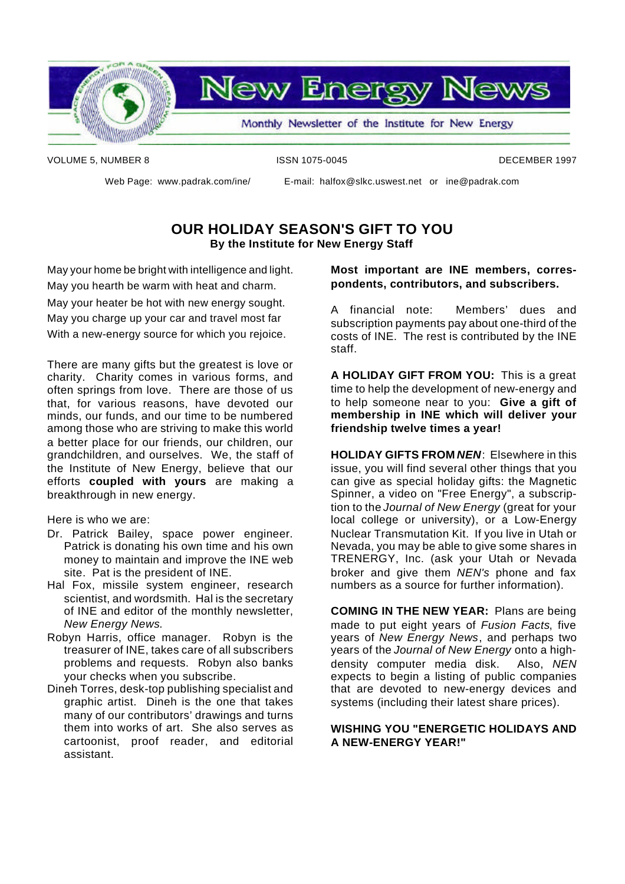# New Energy News

Monthly Newsletter of the Institute for New Energy

VOLUME 5, NUMBER 8 ISSN 1075-0045 DECEMBER 1997

Web Page: www.padrak.com/ine/ E-mail: halfox@slkc.uswest.net or ine@padrak.com

## OUR HOLIDAY SEASON'S GIFT TO YOU

**By the Institute for New Energy Staff**

May your home be bright with intelligence and light.
May you hearth be warm with heat and charm.
May your heater be hot with new energy sought.
May you charge up your car and travel most far
With a new-energy source for which you rejoice.

There are many gifts but the greatest is love or charity. Charity comes in various forms, and often springs from love. There are those of us that, for various reasons, have devoted our minds, our funds, and our time to be numbered among those who are striving to make this world a better place for our friends, our children, our grandchildren, and ourselves. We, the staff of the Institute of New Energy, believe that our efforts **coupled with yours** are making a breakthrough in new energy.

Here is who we are:

- Dr. Patrick Bailey, space power engineer. Patrick is donating his own time and his own money to maintain and improve the INE web site. Pat is the president of INE.
- Hal Fox, missile system engineer, research scientist, and wordsmith. Hal is the secretary of INE and editor of the monthly newsletter, *New Energy News.*
- Robyn Harris, office manager. Robyn is the treasurer of INE, takes care of all subscribers problems and requests. Robyn also banks your checks when you subscribe.
- Dineh Torres, desk-top publishing specialist and graphic artist. Dineh is the one that takes many of our contributors' drawings and turns them into works of art. She also serves as cartoonist, proof reader, and editorial assistant.

**Most important are INE members, correspondents, contributors, and subscribers.**

A financial note: Members' dues and subscription payments pay about one-third of the costs of INE. The rest is contributed by the INE staff.

**A HOLIDAY GIFT FROM YOU:** This is a great time to help the development of new-energy and to help someone near to you: **Give a gift of membership in INE which will deliver your friendship twelve times a year!**

**HOLIDAY GIFTS FROM *NEN***: Elsewhere in this issue, you will find several other things that you can give as special holiday gifts: the Magnetic Spinner, a video on "Free Energy", a subscription to the *Journal of New Energy* (great for your local college or university), or a Low-Energy Nuclear Transmutation Kit. If you live in Utah or Nevada, you may be able to give some shares in TRENERGY, Inc. (ask your Utah or Nevada broker and give them *NEN's* phone and fax numbers as a source for further information).

**COMING IN THE NEW YEAR:** Plans are being made to put eight years of *Fusion Facts*, five years of *New Energy News*, and perhaps two years of the *Journal of New Energy* onto a high-density computer media disk. Also, *NEN* expects to begin a listing of public companies that are devoted to new-energy devices and systems (including their latest share prices).

**WISHING YOU "ENERGETIC HOLIDAYS AND A NEW-ENERGY YEAR!"**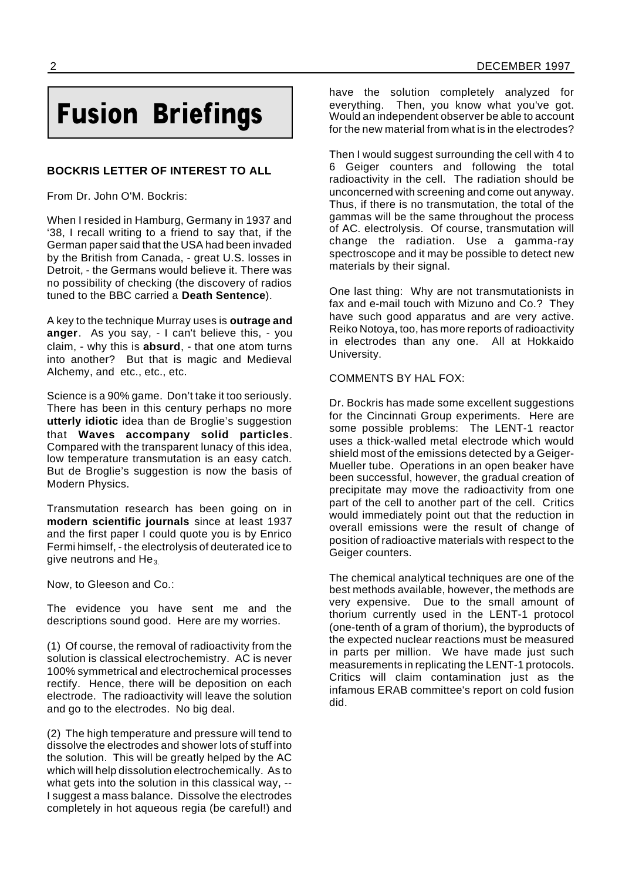# Fusion Briefings

**BOCKRIS LETTER OF INTEREST TO ALL**

From Dr. John O'M. Bockris:

When I resided in Hamburg, Germany in 1937 and '38, I recall writing to a friend to say that, if the German paper said that the USA had been invaded by the British from Canada, - great U.S. losses in Detroit, - the Germans would believe it. There was no possibility of checking (the discovery of radios tuned to the BBC carried a **Death Sentence**).

A key to the technique Murray uses is **outrage and anger**. As you say, - I can't believe this, - you claim, - why this is **absurd**, - that one atom turns into another? But that is magic and Medieval Alchemy, and etc., etc., etc.

Science is a 90% game. Don't take it too seriously. There has been in this century perhaps no more **utterly idiotic** idea than de Broglie's suggestion that **Waves accompany solid particles**. Compared with the transparent lunacy of this idea, low temperature transmutation is an easy catch. But de Broglie's suggestion is now the basis of Modern Physics.

Transmutation research has been going on in **modern scientific journals** since at least 1937 and the first paper I could quote you is by Enrico Fermi himself, - the electrolysis of deuterated ice to give neutrons and $He_3$.

Now, to Gleeson and Co.:

The evidence you have sent me and the descriptions sound good. Here are my worries.

(1) Of course, the removal of radioactivity from the solution is classical electrochemistry. AC is never 100% symmetrical and electrochemical processes rectify. Hence, there will be deposition on each electrode. The radioactivity will leave the solution and go to the electrodes. No big deal.

(2) The high temperature and pressure will tend to dissolve the electrodes and shower lots of stuff into the solution. This will be greatly helped by the AC which will help dissolution electrochemically. As to what gets into the solution in this classical way, -- I suggest a mass balance. Dissolve the electrodes completely in hot aqueous regia (be careful!) and have the solution completely analyzed for everything. Then, you know what you've got. Would an independent observer be able to account for the new material from what is in the electrodes?

Then I would suggest surrounding the cell with 4 to 6 Geiger counters and following the total radioactivity in the cell. The radiation should be unconcerned with screening and come out anyway. Thus, if there is no transmutation, the total of the gammas will be the same throughout the process of AC. electrolysis. Of course, transmutation will change the radiation. Use a gamma-ray spectroscope and it may be possible to detect new materials by their signal.

One last thing: Why are not transmutationists in fax and e-mail touch with Mizuno and Co.? They have such good apparatus and are very active. Reiko Notoya, too, has more reports of radioactivity in electrodes than any one. All at Hokkaido University.

COMMENTS BY HAL FOX:

Dr. Bockris has made some excellent suggestions for the Cincinnati Group experiments. Here are some possible problems: The LENT-1 reactor uses a thick-walled metal electrode which would shield most of the emissions detected by a Geiger-Mueller tube. Operations in an open beaker have been successful, however, the gradual creation of precipitate may move the radioactivity from one part of the cell to another part of the cell. Critics would immediately point out that the reduction in overall emissions were the result of change of position of radioactive materials with respect to the Geiger counters.

The chemical analytical techniques are one of the best methods available, however, the methods are very expensive. Due to the small amount of thorium currently used in the LENT-1 protocol (one-tenth of a gram of thorium), the byproducts of the expected nuclear reactions must be measured in parts per million. We have made just such measurements in replicating the LENT-1 protocols. Critics will claim contamination just as the infamous ERAB committee's report on cold fusion did.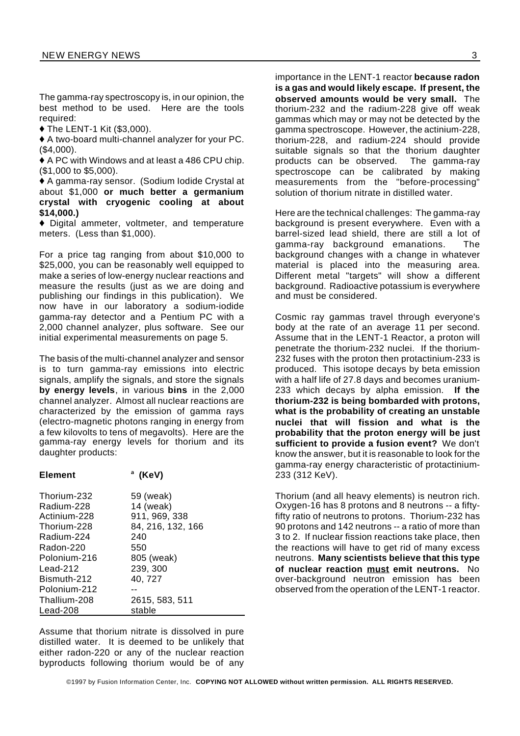The gamma-ray spectroscopy is, in our opinion, the best method to be used. Here are the tools required:

- ♦ The LENT-1 Kit ($3,000).
- ♦ A two-board multi-channel analyzer for your PC. ($4,000).
- ♦ A PC with Windows and at least a 486 CPU chip. ($1,000 to $5,000).
- ♦ A gamma-ray sensor. (Sodium Iodide Crystal at about $1,000 **or much better a germanium crystal with cryogenic cooling at about $14,000.)**
- ♦ Digital ammeter, voltmeter, and temperature meters. (Less than $1,000).

For a price tag ranging from about $10,000 to $25,000, you can be reasonably well equipped to make a series of low-energy nuclear reactions and measure the results (just as we are doing and publishing our findings in this publication). We now have in our laboratory a sodium-iodide gamma-ray detector and a Pentium PC with a 2,000 channel analyzer, plus software. See our initial experimental measurements on page 5.

The basis of the multi-channel analyzer and sensor is to turn gamma-ray emissions into electric signals, amplify the signals, and store the signals **by energy levels**, in various **bins** in the 2,000 channel analyzer. Almost all nuclear reactions are characterized by the emission of gamma rays (electro-magnetic photons ranging in energy from a few kilovolts to tens of megavolts). Here are the gamma-ray energy levels for thorium and its daughter products:

| Element | a (KeV) |
|---|---|
| Thorium-232 | 59 (weak) |
| Radium-228 | 14 (weak) |
| Actinium-228 | 911, 969, 338 |
| Thorium-228 | 84, 216, 132, 166 |
| Radium-224 | 240 |
| Radon-220 | 550 |
| Polonium-216 | 805 (weak) |
| Lead-212 | 239, 300 |
| Bismuth-212 | 40, 727 |
| Polonium-212 | -- |
| Thallium-208 | 2615, 583, 511 |
| Lead-208 | stable |

Assume that thorium nitrate is dissolved in pure distilled water. It is deemed to be unlikely that either radon-220 or any of the nuclear reaction byproducts following thorium would be of any importance in the LENT-1 reactor **because radon is a gas and would likely escape. If present, the observed amounts would be very small.** The thorium-232 and the radium-228 give off weak gammas which may or may not be detected by the gamma spectroscope. However, the actinium-228, thorium-228, and radium-224 should provide suitable signals so that the thorium daughter products can be observed. The gamma-ray spectroscope can be calibrated by making measurements from the "before-processing" solution of thorium nitrate in distilled water.

Here are the technical challenges: The gamma-ray background is present everywhere. Even with a barrel-sized lead shield, there are still a lot of gamma-ray background emanations. The background changes with a change in whatever material is placed into the measuring area. Different metal "targets" will show a different background. Radioactive potassium is everywhere and must be considered.

Cosmic ray gammas travel through everyone's body at the rate of an average 11 per second. Assume that in the LENT-1 Reactor, a proton will penetrate the thorium-232 nuclei. If the thorium-232 fuses with the proton then protactinium-233 is produced. This isotope decays by beta emission with a half life of 27.8 days and becomes uranium-233 which decays by alpha emission. **If the thorium-232 is being bombarded with protons, what is the probability of creating an unstable nuclei that will fission and what is the probability that the proton energy will be just sufficient to provide a fusion event?** We don't know the answer, but it is reasonable to look for the gamma-ray energy characteristic of protactinium-233 (312 KeV).

Thorium (and all heavy elements) is neutron rich. Oxygen-16 has 8 protons and 8 neutrons -- a fifty-fifty ratio of neutrons to protons. Thorium-232 has 90 protons and 142 neutrons -- a ratio of more than 3 to 2. If nuclear fission reactions take place, then the reactions will have to get rid of many excess neutrons. **Many scientists believe that this type of nuclear reaction <u>must</u> emit neutrons.** No over-background neutron emission has been observed from the operation of the LENT-1 reactor.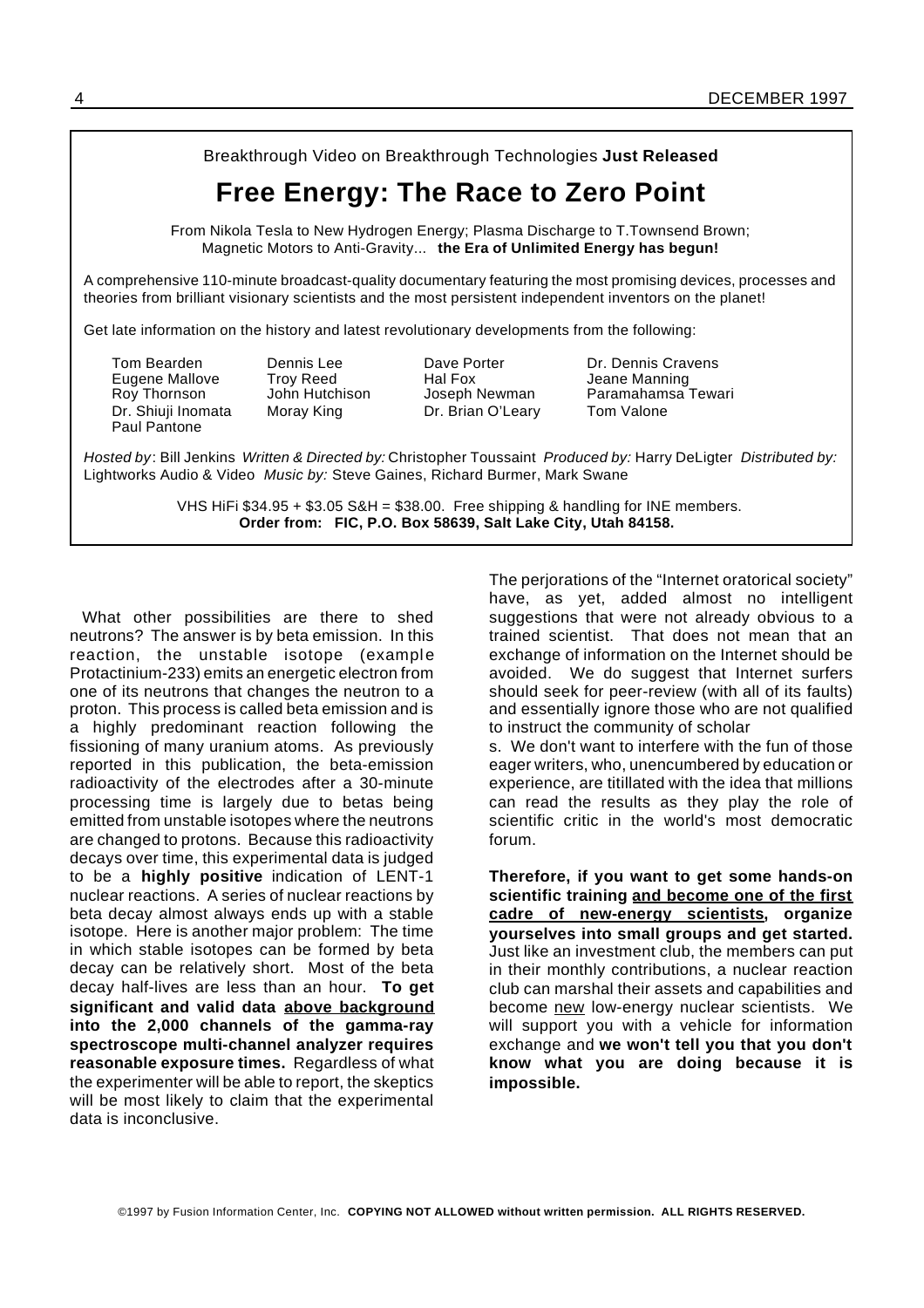Breakthrough Video on Breakthrough Technologies **Just Released**

## Free Energy: The Race to Zero Point

From Nikola Tesla to New Hydrogen Energy; Plasma Discharge to T.Townsend Brown; Magnetic Motors to Anti-Gravity... **the Era of Unlimited Energy has begun!**

A comprehensive 110-minute broadcast-quality documentary featuring the most promising devices, processes and theories from brilliant visionary scientists and the most persistent independent inventors on the planet!

Get late information on the history and latest revolutionary developments from the following:

| | | | |
|---|---|---|---|
| Tom Bearden | Dennis Lee | Dave Porter | Dr. Dennis Cravens |
| Eugene Mallove | Troy Reed | Hal Fox | Jeane Manning |
| Roy Thornson | John Hutchison | Joseph Newman | Paramahamsa Tewari |
| Dr. Shiuji Inomata | Moray King | Dr. Brian O'Leary | Tom Valone |
| Paul Pantone | | | |

*Hosted by*: Bill Jenkins *Written & Directed by:* Christopher Toussaint *Produced by:* Harry DeLigter *Distributed by:* Lightworks Audio & Video *Music by:* Steve Gaines, Richard Burmer, Mark Swane

VHS HiFi $34.95 + $3.05 S&H = $38.00. Free shipping & handling for INE members.
**Order from: FIC, P.O. Box 58639, Salt Lake City, Utah 84158.**

---

What other possibilities are there to shed neutrons? The answer is by beta emission. In this reaction, the unstable isotope (example Protactinium-233) emits an energetic electron from one of its neutrons that changes the neutron to a proton. This process is called beta emission and is a highly predominant reaction following the fissioning of many uranium atoms. As previously reported in this publication, the beta-emission radioactivity of the electrodes after a 30-minute processing time is largely due to betas being emitted from unstable isotopes where the neutrons are changed to protons. Because this radioactivity decays over time, this experimental data is judged to be a **highly positive** indication of LENT-1 nuclear reactions. A series of nuclear reactions by beta decay almost always ends up with a stable isotope. Here is another major problem: The time in which stable isotopes can be formed by beta decay can be relatively short. Most of the beta decay half-lives are less than an hour. **To get significant and valid data <u>above background</u> into the 2,000 channels of the gamma-ray spectroscope multi-channel analyzer requires reasonable exposure times.** Regardless of what the experimenter will be able to report, the skeptics will be most likely to claim that the experimental data is inconclusive.

The perjorations of the "Internet oratorical society" have, as yet, added almost no intelligent suggestions that were not already obvious to a trained scientist. That does not mean that an exchange of information on the Internet should be avoided. We do suggest that Internet surfers should seek for peer-review (with all of its faults) and essentially ignore those who are not qualified to instruct the community of scholars. We don't want to interfere with the fun of those eager writers, who, unencumbered by education or experience, are titillated with the idea that millions can read the results as they play the role of scientific critic in the world's most democratic forum.

**Therefore, if you want to get some hands-on scientific training <u>and become one of the first cadre of new-energy scientists</u>, organize yourselves into small groups and get started.** Just like an investment club, the members can put in their monthly contributions, a nuclear reaction club can marshal their assets and capabilities and become <u>new</u> low-energy nuclear scientists. We will support you with a vehicle for information exchange and **we won't tell you that you don't know what you are doing because it is impossible.**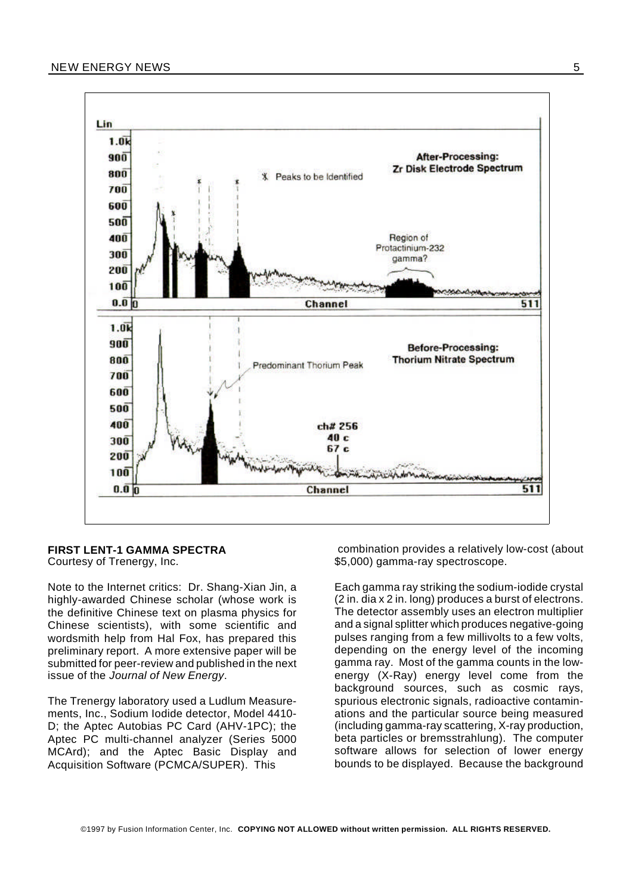**FIRST LENT-1 GAMMA SPECTRA**
Courtesy of Trenergy, Inc.

Note to the Internet critics: Dr. Shang-Xian Jin, a highly-awarded Chinese scholar (whose work is the definitive Chinese text on plasma physics for Chinese scientists), with some scientific and wordsmith help from Hal Fox, has prepared this preliminary report. A more extensive paper will be submitted for peer-review and published in the next issue of the *Journal of New Energy*.

The Trenergy laboratory used a Ludlum Measurements, Inc., Sodium Iodide detector, Model 4410-D; the Aptec Autobias PC Card (AHV-1PC); the Aptec PC multi-channel analyzer (Series 5000 MCArd); and the Aptec Basic Display and Acquisition Software (PCMCA/SUPER). This combination provides a relatively low-cost (about $5,000) gamma-ray spectroscope.

Each gamma ray striking the sodium-iodide crystal (2 in. dia x 2 in. long) produces a burst of electrons. The detector assembly uses an electron multiplier and a signal splitter which produces negative-going pulses ranging from a few millivolts to a few volts, depending on the energy level of the incoming gamma ray. Most of the gamma counts in the low-energy (X-Ray) energy level come from the background sources, such as cosmic rays, spurious electronic signals, radioactive contaminations and the particular source being measured (including gamma-ray scattering, X-ray production, beta particles or bremsstrahlung). The computer software allows for selection of lower energy bounds to be displayed. Because the background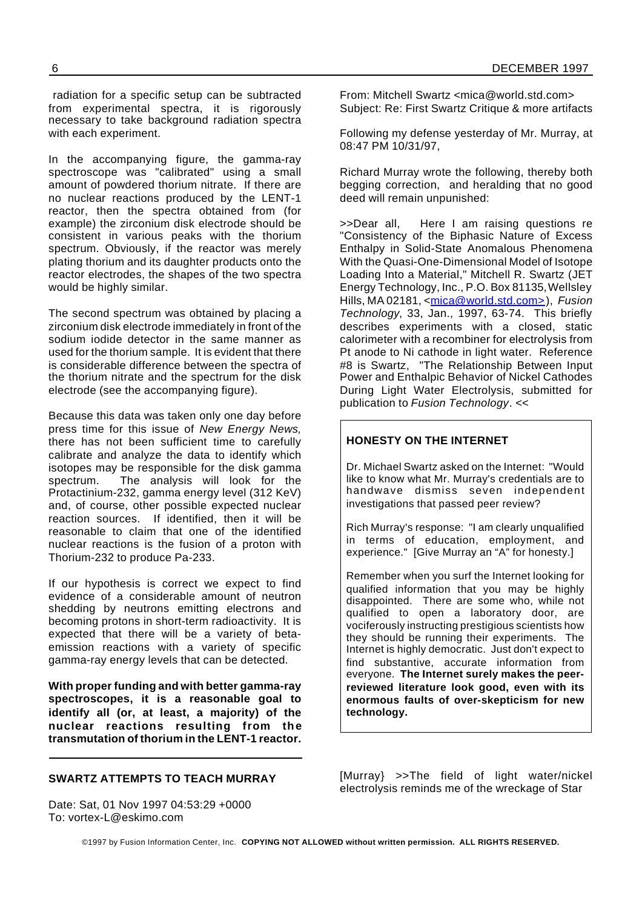radiation for a specific setup can be subtracted from experimental spectra, it is rigorously necessary to take background radiation spectra with each experiment.

In the accompanying figure, the gamma-ray spectroscope was "calibrated" using a small amount of powdered thorium nitrate. If there are no nuclear reactions produced by the LENT-1 reactor, then the spectra obtained from (for example) the zirconium disk electrode should be consistent in various peaks with the thorium spectrum. Obviously, if the reactor was merely plating thorium and its daughter products onto the reactor electrodes, the shapes of the two spectra would be highly similar.

The second spectrum was obtained by placing a zirconium disk electrode immediately in front of the sodium iodide detector in the same manner as used for the thorium sample. It is evident that there is considerable difference between the spectra of the thorium nitrate and the spectrum for the disk electrode (see the accompanying figure).

Because this data was taken only one day before press time for this issue of *New Energy News,* there has not been sufficient time to carefully calibrate and analyze the data to identify which isotopes may be responsible for the disk gamma spectrum. The analysis will look for the Protactinium-232, gamma energy level (312 KeV) and, of course, other possible expected nuclear reaction sources. If identified, then it will be reasonable to claim that one of the identified nuclear reactions is the fusion of a proton with Thorium-232 to produce Pa-233.

If our hypothesis is correct we expect to find evidence of a considerable amount of neutron shedding by neutrons emitting electrons and becoming protons in short-term radioactivity. It is expected that there will be a variety of beta-emission reactions with a variety of specific gamma-ray energy levels that can be detected.

**With proper funding and with better gamma-ray spectroscopes, it is a reasonable goal to identify all (or, at least, a majority) of the nuclear reactions resulting from the transmutation of thorium in the LENT-1 reactor.**

---

### SWARTZ ATTEMPTS TO TEACH MURRAY

Date: Sat, 01 Nov 1997 04:53:29 +0000
To: vortex-L@eskimo.com

From: Mitchell Swartz <mica@world.std.com>
Subject: Re: First Swartz Critique & more artifacts

Following my defense yesterday of Mr. Murray, at 08:47 PM 10/31/97,

Richard Murray wrote the following, thereby both begging correction, and heralding that no good deed will remain unpunished:

>>Dear all, Here I am raising questions re "Consistency of the Biphasic Nature of Excess Enthalpy in Solid-State Anomalous Phenomena With the Quasi-One-Dimensional Model of Isotope Loading Into a Material," Mitchell R. Swartz (JET Energy Technology, Inc., P.O. Box 81135, Wellsley Hills, MA 02181, <mica@world.std.com>), *Fusion Technology*, 33, Jan., 1997, 63-74. This briefly describes experiments with a closed, static calorimeter with a recombiner for electrolysis from Pt anode to Ni cathode in light water. Reference #8 is Swartz, "The Relationship Between Input Power and Enthalpic Behavior of Nickel Cathodes During Light Water Electrolysis, submitted for publication to *Fusion Technology*. <<

> **HONESTY ON THE INTERNET**
>
> Dr. Michael Swartz asked on the Internet: "Would like to know what Mr. Murray's credentials are to handwave dismiss seven independent investigations that passed peer review?
>
> Rich Murray's response: "I am clearly unqualified in terms of education, employment, and experience." [Give Murray an "A" for honesty.]
>
> Remember when you surf the Internet looking for qualified information that you may be highly disappointed. There are some who, while not qualified to open a laboratory door, are vociferously instructing prestigious scientists how they should be running their experiments. The Internet is highly democratic. Just don't expect to find substantive, accurate information from everyone. **The Internet surely makes the peer-reviewed literature look good, even with its enormous faults of over-skepticism for new technology.**

[Murray} >>The field of light water/nickel electrolysis reminds me of the wreckage of Star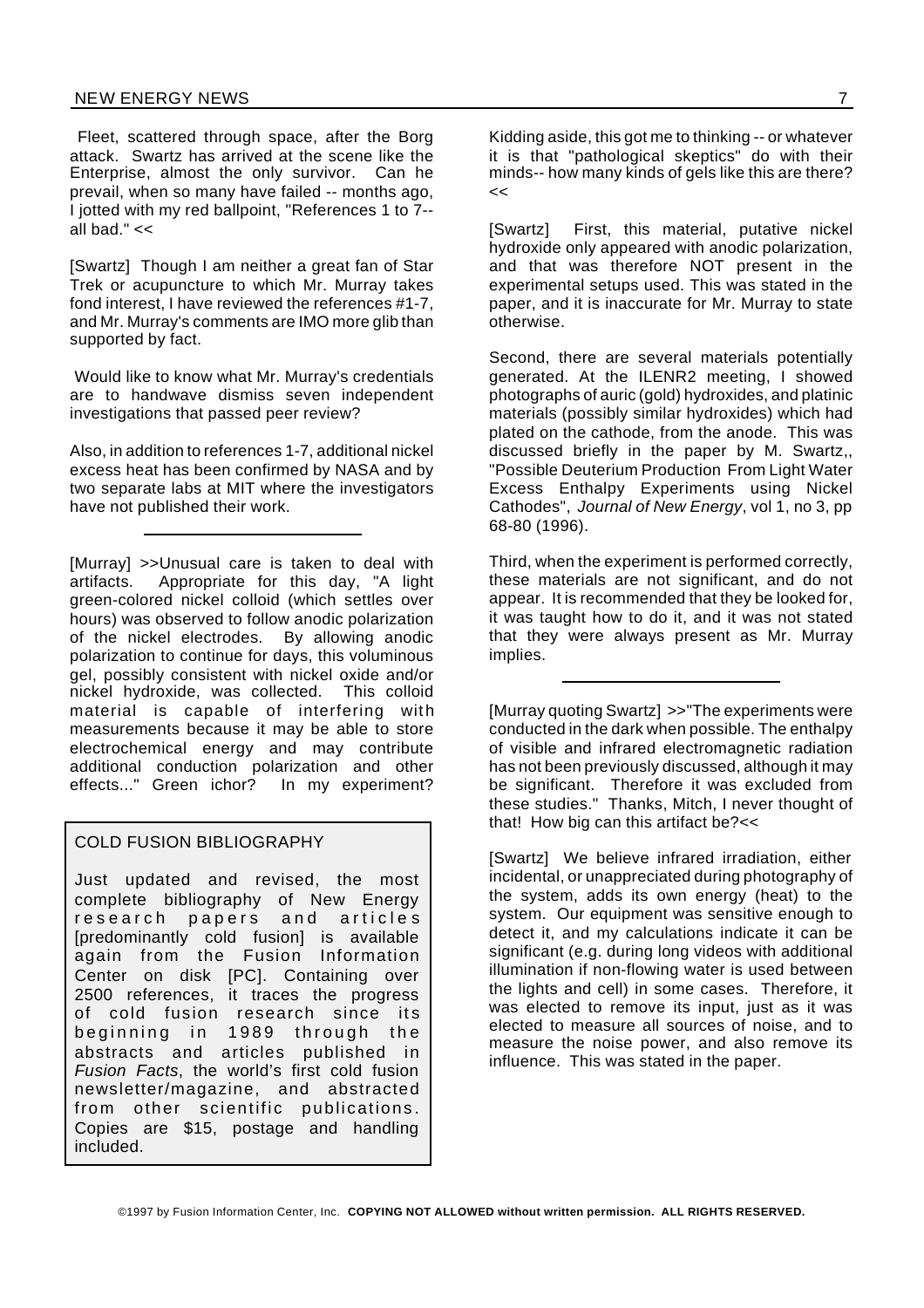Fleet, scattered through space, after the Borg attack. Swartz has arrived at the scene like the Enterprise, almost the only survivor. Can he prevail, when so many have failed -- months ago, I jotted with my red ballpoint, "References 1 to 7--all bad." <<

[Swartz] Though I am neither a great fan of Star Trek or acupuncture to which Mr. Murray takes fond interest, I have reviewed the references #1-7, and Mr. Murray's comments are IMO more glib than supported by fact.

Would like to know what Mr. Murray's credentials are to handwave dismiss seven independent investigations that passed peer review?

Also, in addition to references 1-7, additional nickel excess heat has been confirmed by NASA and by two separate labs at MIT where the investigators have not published their work.

---

[Murray] >>Unusual care is taken to deal with artifacts. Appropriate for this day, "A light green-colored nickel colloid (which settles over hours) was observed to follow anodic polarization of the nickel electrodes. By allowing anodic polarization to continue for days, this voluminous gel, possibly consistent with nickel oxide and/or nickel hydroxide, was collected. This colloid material is capable of interfering with measurements because it may be able to store electrochemical energy and may contribute additional conduction polarization and other effects..." Green ichor? In my experiment?

> **COLD FUSION BIBLIOGRAPHY**
>
> Just updated and revised, the most complete bibliography of New Energy research papers and articles [predominantly cold fusion] is available again from the Fusion Information Center on disk [PC]. Containing over 2500 references, it traces the progress of cold fusion research since its beginning in 1989 through the abstracts and articles published in *Fusion Facts*, the world's first cold fusion newsletter/magazine, and abstracted from other scientific publications. Copies are $15, postage and handling included.

Kidding aside, this got me to thinking -- or whatever it is that "pathological skeptics" do with their minds-- how many kinds of gels like this are there? <<

[Swartz] First, this material, putative nickel hydroxide only appeared with anodic polarization, and that was therefore NOT present in the experimental setups used. This was stated in the paper, and it is inaccurate for Mr. Murray to state otherwise.

Second, there are several materials potentially generated. At the ILENR2 meeting, I showed photographs of auric (gold) hydroxides, and platinic materials (possibly similar hydroxides) which had plated on the cathode, from the anode. This was discussed briefly in the paper by M. Swartz,, "Possible Deuterium Production From Light Water Excess Enthalpy Experiments using Nickel Cathodes", *Journal of New Energy*, vol 1, no 3, pp 68-80 (1996).

Third, when the experiment is performed correctly, these materials are not significant, and do not appear. It is recommended that they be looked for, it was taught how to do it, and it was not stated that they were always present as Mr. Murray implies.

---

[Murray quoting Swartz] >>"The experiments were conducted in the dark when possible. The enthalpy of visible and infrared electromagnetic radiation has not been previously discussed, although it may be significant. Therefore it was excluded from these studies." Thanks, Mitch, I never thought of that! How big can this artifact be?<<

[Swartz] We believe infrared irradiation, either incidental, or unappreciated during photography of the system, adds its own energy (heat) to the system. Our equipment was sensitive enough to detect it, and my calculations indicate it can be significant (e.g. during long videos with additional illumination if non-flowing water is used between the lights and cell) in some cases. Therefore, it was elected to remove its input, just as it was elected to measure all sources of noise, and to measure the noise power, and also remove its influence. This was stated in the paper.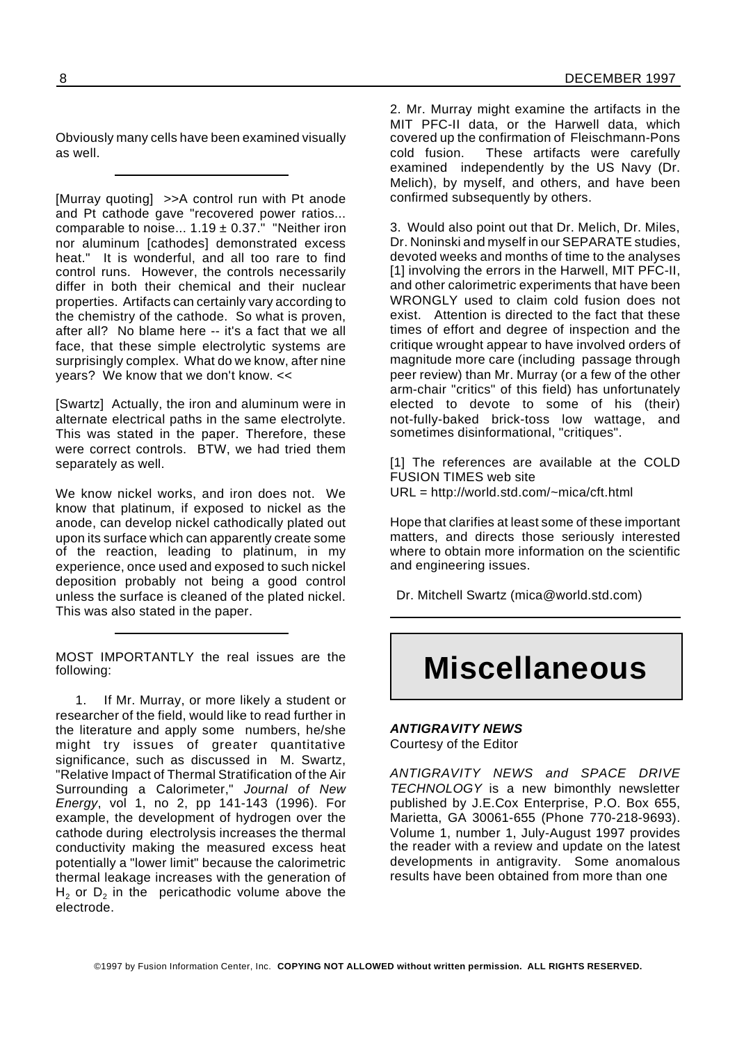Obviously many cells have been examined visually as well.

---

[Murray quoting] >>A control run with Pt anode and Pt cathode gave "recovered power ratios... comparable to noise... 1.19 ± 0.37." "Neither iron nor aluminum [cathodes] demonstrated excess heat." It is wonderful, and all too rare to find control runs. However, the controls necessarily differ in both their chemical and their nuclear properties. Artifacts can certainly vary according to the chemistry of the cathode. So what is proven, after all? No blame here -- it's a fact that we all face, that these simple electrolytic systems are surprisingly complex. What do we know, after nine years? We know that we don't know. <<

[Swartz] Actually, the iron and aluminum were in alternate electrical paths in the same electrolyte. This was stated in the paper. Therefore, these were correct controls. BTW, we had tried them separately as well.

We know nickel works, and iron does not. We know that platinum, if exposed to nickel as the anode, can develop nickel cathodically plated out upon its surface which can apparently create some of the reaction, leading to platinum, in my experience, once used and exposed to such nickel deposition probably not being a good control unless the surface is cleaned of the plated nickel. This was also stated in the paper.

---

MOST IMPORTANTLY the real issues are the following:

1. If Mr. Murray, or more likely a student or researcher of the field, would like to read further in the literature and apply some numbers, he/she might try issues of greater quantitative significance, such as discussed in M. Swartz, "Relative Impact of Thermal Stratification of the Air Surrounding a Calorimeter," *Journal of New Energy*, vol 1, no 2, pp 141-143 (1996). For example, the development of hydrogen over the cathode during electrolysis increases the thermal conductivity making the measured excess heat potentially a "lower limit" because the calorimetric thermal leakage increases with the generation of $H_2$ or $D_2$ in the pericathodic volume above the electrode.

2. Mr. Murray might examine the artifacts in the MIT PFC-II data, or the Harwell data, which covered up the confirmation of Fleischmann-Pons cold fusion. These artifacts were carefully examined independently by the US Navy (Dr. Melich), by myself, and others, and have been confirmed subsequently by others.

3. Would also point out that Dr. Melich, Dr. Miles, Dr. Noninski and myself in our SEPARATE studies, devoted weeks and months of time to the analyses [1] involving the errors in the Harwell, MIT PFC-II, and other calorimetric experiments that have been WRONGLY used to claim cold fusion does not exist. Attention is directed to the fact that these times of effort and degree of inspection and the critique wrought appear to have involved orders of magnitude more care (including passage through peer review) than Mr. Murray (or a few of the other arm-chair "critics" of this field) has unfortunately elected to devote to some of his (their) not-fully-baked brick-toss low wattage, and sometimes disinformational, "critiques".

[1] The references are available at the COLD FUSION TIMES web site
URL = http://world.std.com/~mica/cft.html

Hope that clarifies at least some of these important matters, and directs those seriously interested where to obtain more information on the scientific and engineering issues.

Dr. Mitchell Swartz (mica@world.std.com)

---

# Miscellaneous

***ANTIGRAVITY NEWS***
Courtesy of the Editor

*ANTIGRAVITY NEWS and SPACE DRIVE TECHNOLOGY* is a new bimonthly newsletter published by J.E.Cox Enterprise, P.O. Box 655, Marietta, GA 30061-655 (Phone 770-218-9693). Volume 1, number 1, July-August 1997 provides the reader with a review and update on the latest developments in antigravity. Some anomalous results have been obtained from more than one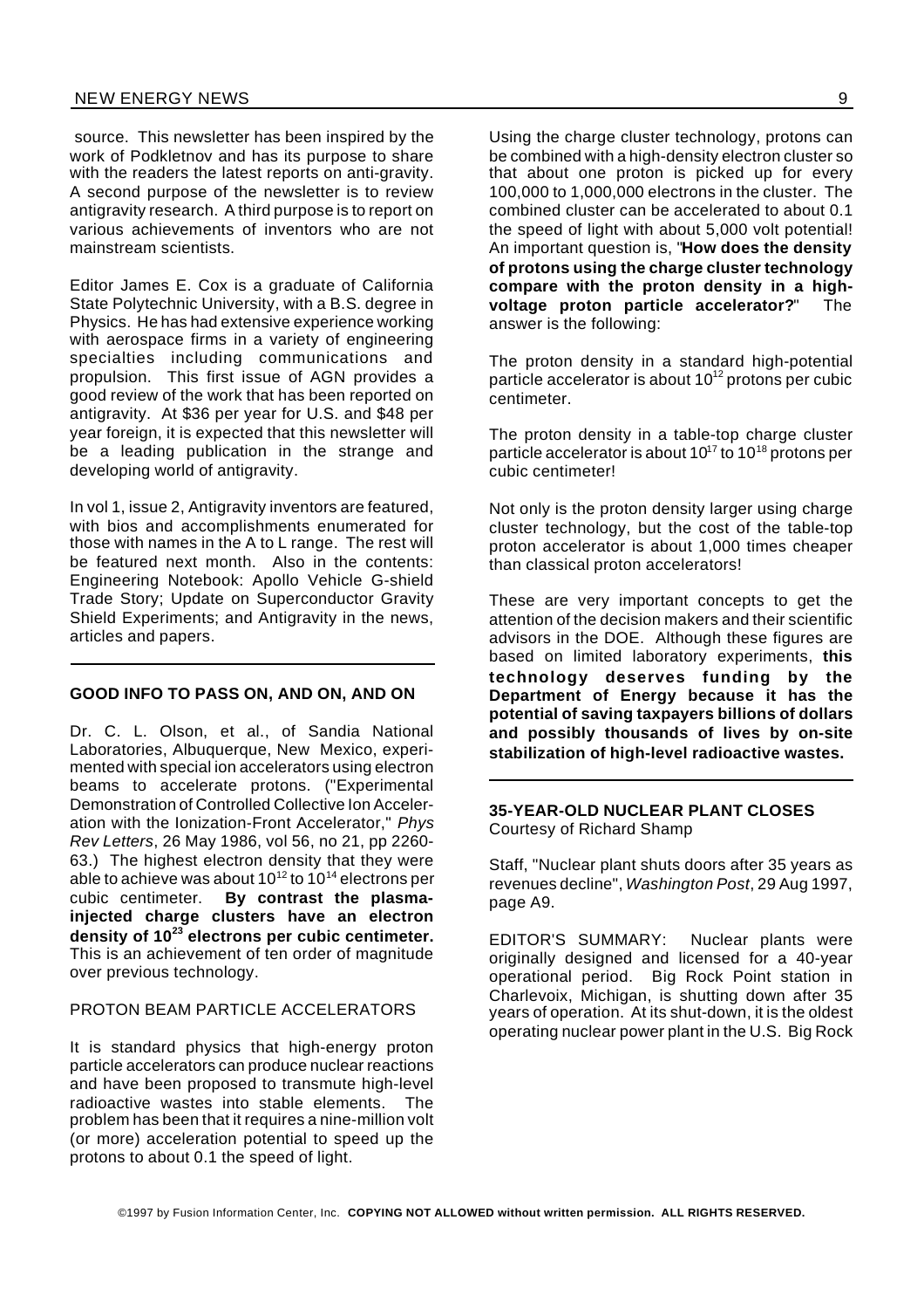source. This newsletter has been inspired by the work of Podkletnov and has its purpose to share with the readers the latest reports on anti-gravity. A second purpose of the newsletter is to review antigravity research. A third purpose is to report on various achievements of inventors who are not mainstream scientists.

Editor James E. Cox is a graduate of California State Polytechnic University, with a B.S. degree in Physics. He has had extensive experience working with aerospace firms in a variety of engineering specialties including communications and propulsion. This first issue of AGN provides a good review of the work that has been reported on antigravity. At $36 per year for U.S. and $48 per year foreign, it is expected that this newsletter will be a leading publication in the strange and developing world of antigravity.

In vol 1, issue 2, Antigravity inventors are featured, with bios and accomplishments enumerated for those with names in the A to L range. The rest will be featured next month. Also in the contents: Engineering Notebook: Apollo Vehicle G-shield Trade Story; Update on Superconductor Gravity Shield Experiments; and Antigravity in the news, articles and papers.

---

### GOOD INFO TO PASS ON, AND ON, AND ON

Dr. C. L. Olson, et al., of Sandia National Laboratories, Albuquerque, New Mexico, experimented with special ion accelerators using electron beams to accelerate protons. ("Experimental Demonstration of Controlled Collective Ion Acceleration with the Ionization-Front Accelerator," *Phys Rev Letters*, 26 May 1986, vol 56, no 21, pp 2260-63.) The highest electron density that they were able to achieve was about $10^{12}$ to $10^{14}$ electrons per cubic centimeter. **By contrast the plasma-injected charge clusters have an electron density of $10^{23}$ electrons per cubic centimeter.** This is an achievement of ten order of magnitude over previous technology.

PROTON BEAM PARTICLE ACCELERATORS

It is standard physics that high-energy proton particle accelerators can produce nuclear reactions and have been proposed to transmute high-level radioactive wastes into stable elements. The problem has been that it requires a nine-million volt (or more) acceleration potential to speed up the protons to about 0.1 the speed of light.

Using the charge cluster technology, protons can be combined with a high-density electron cluster so that about one proton is picked up for every 100,000 to 1,000,000 electrons in the cluster. The combined cluster can be accelerated to about 0.1 the speed of light with about 5,000 volt potential! An important question is, "**How does the density of protons using the charge cluster technology compare with the proton density in a high-voltage proton particle accelerator?**" The answer is the following:

The proton density in a standard high-potential particle accelerator is about $10^{12}$ protons per cubic centimeter.

The proton density in a table-top charge cluster particle accelerator is about $10^{17}$ to $10^{18}$ protons per cubic centimeter!

Not only is the proton density larger using charge cluster technology, but the cost of the table-top proton accelerator is about 1,000 times cheaper than classical proton accelerators!

These are very important concepts to get the attention of the decision makers and their scientific advisors in the DOE. Although these figures are based on limited laboratory experiments, **this technology deserves funding by the Department of Energy because it has the potential of saving taxpayers billions of dollars and possibly thousands of lives by on-site stabilization of high-level radioactive wastes.**

---

### 35-YEAR-OLD NUCLEAR PLANT CLOSES

Courtesy of Richard Shamp

Staff, "Nuclear plant shuts doors after 35 years as revenues decline", *Washington Post*, 29 Aug 1997, page A9.

EDITOR'S SUMMARY: Nuclear plants were originally designed and licensed for a 40-year operational period. Big Rock Point station in Charlevoix, Michigan, is shutting down after 35 years of operation. At its shut-down, it is the oldest operating nuclear power plant in the U.S. Big Rock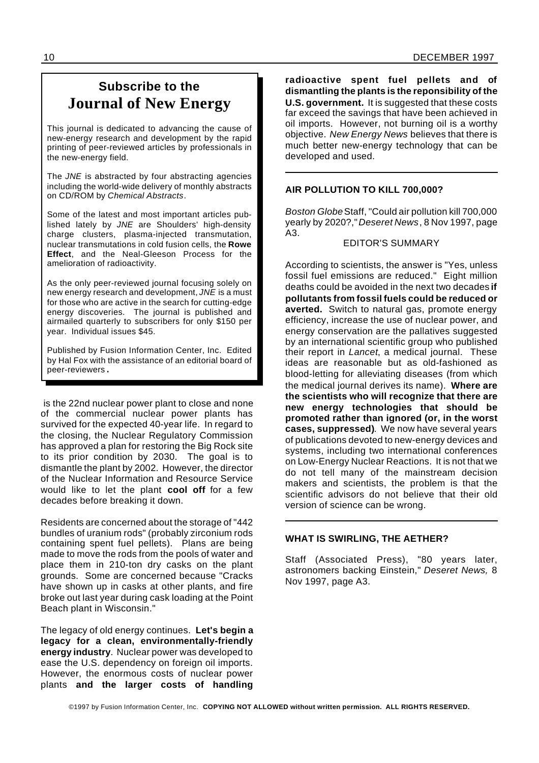## Subscribe to the

# Journal of New Energy

This journal is dedicated to advancing the cause of new-energy research and development by the rapid printing of peer-reviewed articles by professionals in the new-energy field.

The *JNE* is abstracted by four abstracting agencies including the world-wide delivery of monthly abstracts on CD/ROM by *Chemical Abstracts*.

Some of the latest and most important articles published lately by *JNE* are Shoulders' high-density charge clusters, plasma-injected transmutation, nuclear transmutations in cold fusion cells, the **Rowe Effect**, and the Neal-Gleeson Process for the amelioration of radioactivity.

As the only peer-reviewed journal focusing solely on new energy research and development, *JNE* is a must for those who are active in the search for cutting-edge energy discoveries. The journal is published and airmailed quarterly to subscribers for only $150 per year. Individual issues $45.

Published by Fusion Information Center, Inc. Edited by Hal Fox with the assistance of an editorial board of peer-reviewers**.**

is the 22nd nuclear power plant to close and none of the commercial nuclear power plants has survived for the expected 40-year life. In regard to the closing, the Nuclear Regulatory Commission has approved a plan for restoring the Big Rock site to its prior condition by 2030. The goal is to dismantle the plant by 2002. However, the director of the Nuclear Information and Resource Service would like to let the plant **cool off** for a few decades before breaking it down.

Residents are concerned about the storage of "442 bundles of uranium rods" (probably zirconium rods containing spent fuel pellets). Plans are being made to move the rods from the pools of water and place them in 210-ton dry casks on the plant grounds. Some are concerned because "Cracks have shown up in casks at other plants, and fire broke out last year during cask loading at the Point Beach plant in Wisconsin."

The legacy of old energy continues. **Let's begin a legacy for a clean, environmentally-friendly energy industry**. Nuclear power was developed to ease the U.S. dependency on foreign oil imports. However, the enormous costs of nuclear power plants **and the larger costs of handling radioactive spent fuel pellets and of dismantling the plants is the reponsibility of the U.S. government.** It is suggested that these costs far exceed the savings that have been achieved in oil imports. However, not burning oil is a worthy objective. *New Energy News* believes that there is much better new-energy technology that can be developed and used.

---

### AIR POLLUTION TO KILL 700,000?

*Boston Globe* Staff, "Could air pollution kill 700,000 yearly by 2020?," *Deseret News*, 8 Nov 1997, page A3.

EDITOR'S SUMMARY

According to scientists, the answer is "Yes, unless fossil fuel emissions are reduced." Eight million deaths could be avoided in the next two decades **if pollutants from fossil fuels could be reduced or averted.** Switch to natural gas, promote energy efficiency, increase the use of nuclear power, and energy conservation are the pallatives suggested by an international scientific group who published their report in *Lancet*, a medical journal. These ideas are reasonable but as old-fashioned as blood-letting for alleviating diseases (from which the medical journal derives its name). **Where are the scientists who will recognize that there are new energy technologies that should be promoted rather than ignored (or, in the worst cases, suppressed)**. We now have several years of publications devoted to new-energy devices and systems, including two international conferences on Low-Energy Nuclear Reactions. It is not that we do not tell many of the mainstream decision makers and scientists, the problem is that the scientific advisors do not believe that their old version of science can be wrong.

---

### WHAT IS SWIRLING, THE AETHER?

Staff (Associated Press), "80 years later, astronomers backing Einstein," *Deseret News,* 8 Nov 1997, page A3.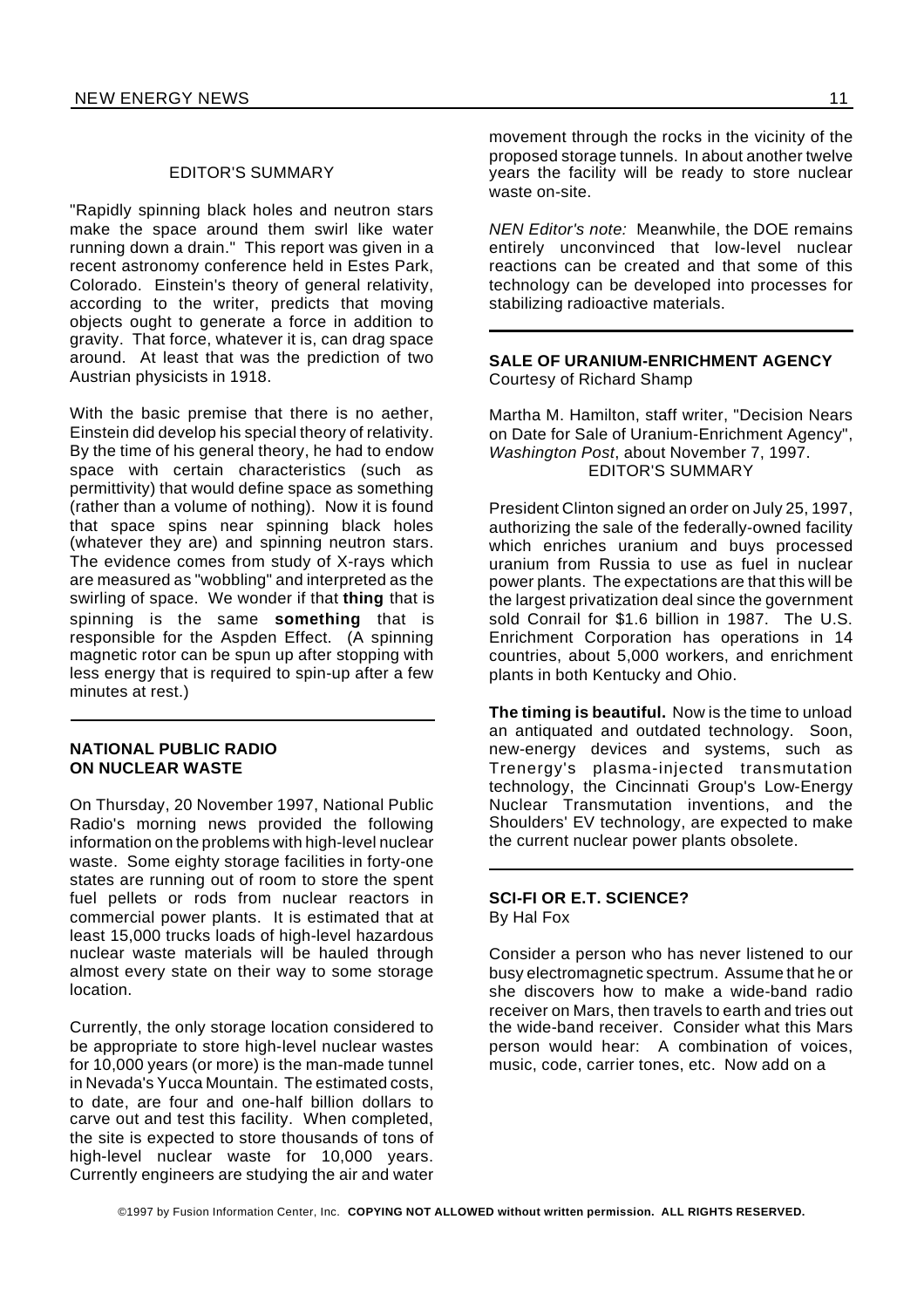EDITOR'S SUMMARY

"Rapidly spinning black holes and neutron stars make the space around them swirl like water running down a drain." This report was given in a recent astronomy conference held in Estes Park, Colorado. Einstein's theory of general relativity, according to the writer, predicts that moving objects ought to generate a force in addition to gravity. That force, whatever it is, can drag space around. At least that was the prediction of two Austrian physicists in 1918.

With the basic premise that there is no aether, Einstein did develop his special theory of relativity. By the time of his general theory, he had to endow space with certain characteristics (such as permittivity) that would define space as something (rather than a volume of nothing). Now it is found that space spins near spinning black holes (whatever they are) and spinning neutron stars. The evidence comes from study of X-rays which are measured as "wobbling" and interpreted as the swirling of space. We wonder if that **thing** that is spinning is the same **something** that is responsible for the Aspden Effect. (A spinning magnetic rotor can be spun up after stopping with less energy that is required to spin-up after a few minutes at rest.)

## NATIONAL PUBLIC RADIO ON NUCLEAR WASTE

On Thursday, 20 November 1997, National Public Radio's morning news provided the following information on the problems with high-level nuclear waste. Some eighty storage facilities in forty-one states are running out of room to store the spent fuel pellets or rods from nuclear reactors in commercial power plants. It is estimated that at least 15,000 trucks loads of high-level hazardous nuclear waste materials will be hauled through almost every state on their way to some storage location.

Currently, the only storage location considered to be appropriate to store high-level nuclear wastes for 10,000 years (or more) is the man-made tunnel in Nevada's Yucca Mountain. The estimated costs, to date, are four and one-half billion dollars to carve out and test this facility. When completed, the site is expected to store thousands of tons of high-level nuclear waste for 10,000 years. Currently engineers are studying the air and water movement through the rocks in the vicinity of the proposed storage tunnels. In about another twelve years the facility will be ready to store nuclear waste on-site.

*NEN Editor's note:* Meanwhile, the DOE remains entirely unconvinced that low-level nuclear reactions can be created and that some of this technology can be developed into processes for stabilizing radioactive materials.

## SALE OF URANIUM-ENRICHMENT AGENCY

Courtesy of Richard Shamp

Martha M. Hamilton, staff writer, "Decision Nears on Date for Sale of Uranium-Enrichment Agency", *Washington Post*, about November 7, 1997.

EDITOR'S SUMMARY

President Clinton signed an order on July 25, 1997, authorizing the sale of the federally-owned facility which enriches uranium and buys processed uranium from Russia to use as fuel in nuclear power plants. The expectations are that this will be the largest privatization deal since the government sold Conrail for $1.6 billion in 1987. The U.S. Enrichment Corporation has operations in 14 countries, about 5,000 workers, and enrichment plants in both Kentucky and Ohio.

**The timing is beautiful.** Now is the time to unload an antiquated and outdated technology. Soon, new-energy devices and systems, such as Trenergy's plasma-injected transmutation technology, the Cincinnati Group's Low-Energy Nuclear Transmutation inventions, and the Shoulders' EV technology, are expected to make the current nuclear power plants obsolete.

## SCI-FI OR E.T. SCIENCE?

By Hal Fox

Consider a person who has never listened to our busy electromagnetic spectrum. Assume that he or she discovers how to make a wide-band radio receiver on Mars, then travels to earth and tries out the wide-band receiver. Consider what this Mars person would hear: A combination of voices, music, code, carrier tones, etc. Now add on a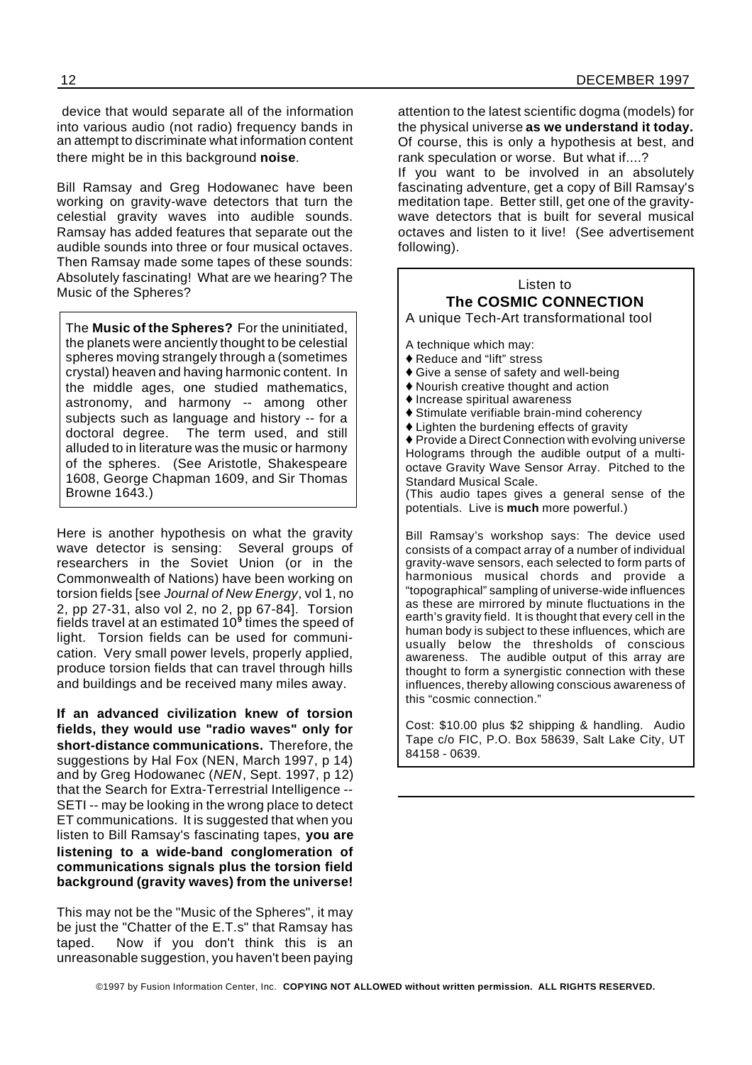device that would separate all of the information into various audio (not radio) frequency bands in an attempt to discriminate what information content there might be in this background **noise**.

Bill Ramsay and Greg Hodowanec have been working on gravity-wave detectors that turn the celestial gravity waves into audible sounds. Ramsay has added features that separate out the audible sounds into three or four musical octaves. Then Ramsay made some tapes of these sounds: Absolutely fascinating! What are we hearing? The Music of the Spheres?

> The **Music of the Spheres?** For the uninitiated, the planets were anciently thought to be celestial spheres moving strangely through a (sometimes crystal) heaven and having harmonic content. In the middle ages, one studied mathematics, astronomy, and harmony -- among other subjects such as language and history -- for a doctoral degree. The term used, and still alluded to in literature was the music or harmony of the spheres. (See Aristotle, Shakespeare 1608, George Chapman 1609, and Sir Thomas Browne 1643.)

Here is another hypothesis on what the gravity wave detector is sensing: Several groups of researchers in the Soviet Union (or in the Commonwealth of Nations) have been working on torsion fields [see *Journal of New Energy*, vol 1, no 2, pp 27-31, also vol 2, no 2, pp 67-84]. Torsion fields travel at an estimated $10^9$ times the speed of light. Torsion fields can be used for communication. Very small power levels, properly applied, produce torsion fields that can travel through hills and buildings and be received many miles away.

**If an advanced civilization knew of torsion fields, they would use "radio waves" only for short-distance communications.** Therefore, the suggestions by Hal Fox (NEN, March 1997, p 14) and by Greg Hodowanec (*NEN*, Sept. 1997, p 12) that the Search for Extra-Terrestrial Intelligence -- SETI -- may be looking in the wrong place to detect ET communications. It is suggested that when you listen to Bill Ramsay's fascinating tapes, **you are listening to a wide-band conglomeration of communications signals plus the torsion field background (gravity waves) from the universe!**

This may not be the "Music of the Spheres", it may be just the "Chatter of the E.T.s" that Ramsay has taped. Now if you don't think this is an unreasonable suggestion, you haven't been paying attention to the latest scientific dogma (models) for the physical universe **as we understand it today.** Of course, this is only a hypothesis at best, and rank speculation or worse. But what if....?

If you want to be involved in an absolutely fascinating adventure, get a copy of Bill Ramsay's meditation tape. Better still, get one of the gravity-wave detectors that is built for several musical octaves and listen to it live! (See advertisement following).

---

Listen to

**The COSMIC CONNECTION**

A unique Tech-Art transformational tool

A technique which may:

- Reduce and "lift" stress
- Give a sense of safety and well-being
- Nourish creative thought and action
- Increase spiritual awareness
- Stimulate verifiable brain-mind coherency
- Lighten the burdening effects of gravity
- Provide a Direct Connection with evolving universe Holograms through the audible output of a multi-octave Gravity Wave Sensor Array. Pitched to the Standard Musical Scale.

(This audio tapes gives a general sense of the potentials. Live is **much** more powerful.)

Bill Ramsay's workshop says: The device used consists of a compact array of a number of individual gravity-wave sensors, each selected to form parts of harmonious musical chords and provide a "topographical" sampling of universe-wide influences as these are mirrored by minute fluctuations in the earth's gravity field. It is thought that every cell in the human body is subject to these influences, which are usually below the thresholds of conscious awareness. The audible output of this array are thought to form a synergistic connection with these influences, thereby allowing conscious awareness of this "cosmic connection."

Cost: $10.00 plus $2 shipping & handling. Audio Tape c/o FIC, P.O. Box 58639, Salt Lake City, UT 84158 - 0639.

---

©1997 by Fusion Information Center, Inc. **COPYING NOT ALLOWED without written permission. ALL RIGHTS RESERVED.**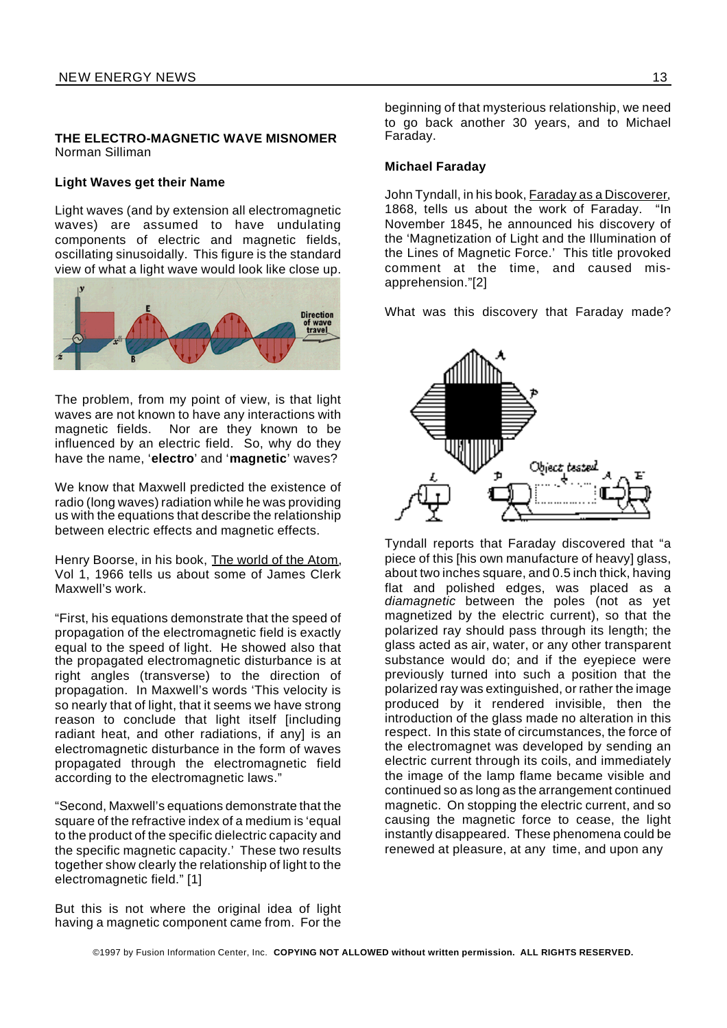**THE ELECTRO-MAGNETIC WAVE MISNOMER**
Norman Silliman

**Light Waves get their Name**

Light waves (and by extension all electromagnetic waves) are assumed to have undulating components of electric and magnetic fields, oscillating sinusoidally. This figure is the standard view of what a light wave would look like close up.

The problem, from my point of view, is that light waves are not known to have any interactions with magnetic fields. Nor are they known to be influenced by an electric field. So, why do they have the name, '**electro**' and '**magnetic**' waves?

We know that Maxwell predicted the existence of radio (long waves) radiation while he was providing us with the equations that describe the relationship between electric effects and magnetic effects.

Henry Boorse, in his book, The world of the Atom, Vol 1, 1966 tells us about some of James Clerk Maxwell's work.

"First, his equations demonstrate that the speed of propagation of the electromagnetic field is exactly equal to the speed of light. He showed also that the propagated electromagnetic disturbance is at right angles (transverse) to the direction of propagation. In Maxwell's words 'This velocity is so nearly that of light, that it seems we have strong reason to conclude that light itself [including radiant heat, and other radiations, if any] is an electromagnetic disturbance in the form of waves propagated through the electromagnetic field according to the electromagnetic laws."

"Second, Maxwell's equations demonstrate that the square of the refractive index of a medium is 'equal to the product of the specific dielectric capacity and the specific magnetic capacity.' These two results together show clearly the relationship of light to the electromagnetic field." [1]

But this is not where the original idea of light having a magnetic component came from. For the beginning of that mysterious relationship, we need to go back another 30 years, and to Michael Faraday.

**Michael Faraday**

John Tyndall, in his book, Faraday as a Discoverer, 1868, tells us about the work of Faraday. "In November 1845, he announced his discovery of the 'Magnetization of Light and the Illumination of the Lines of Magnetic Force.' This title provoked comment at the time, and caused mis-apprehension."[2]

What was this discovery that Faraday made?

Tyndall reports that Faraday discovered that "a piece of this [his own manufacture of heavy] glass, about two inches square, and 0.5 inch thick, having flat and polished edges, was placed as a *diamagnetic* between the poles (not as yet magnetized by the electric current), so that the polarized ray should pass through its length; the glass acted as air, water, or any other transparent substance would do; and if the eyepiece were previously turned into such a position that the polarized ray was extinguished, or rather the image produced by it rendered invisible, then the introduction of the glass made no alteration in this respect. In this state of circumstances, the force of the electromagnet was developed by sending an electric current through its coils, and immediately the image of the lamp flame became visible and continued so as long as the arrangement continued magnetic. On stopping the electric current, and so causing the magnetic force to cease, the light instantly disappeared. These phenomena could be renewed at pleasure, at any time, and upon any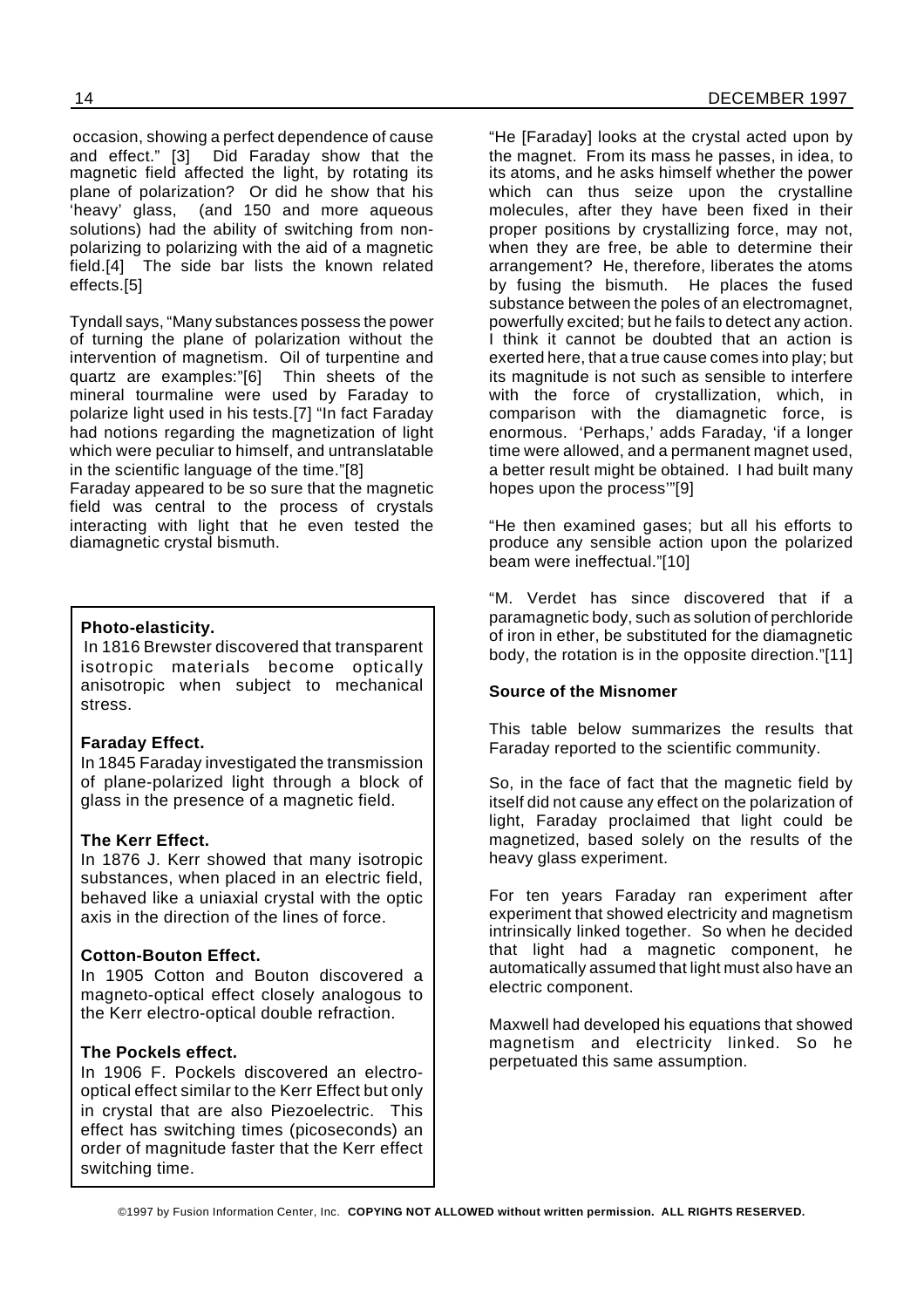occasion, showing a perfect dependence of cause and effect." [3] Did Faraday show that the magnetic field affected the light, by rotating its plane of polarization? Or did he show that his 'heavy' glass, (and 150 and more aqueous solutions) had the ability of switching from non-polarizing to polarizing with the aid of a magnetic field.[4] The side bar lists the known related effects.[5]

Tyndall says, "Many substances possess the power of turning the plane of polarization without the intervention of magnetism. Oil of turpentine and quartz are examples:"[6] Thin sheets of the mineral tourmaline were used by Faraday to polarize light used in his tests.[7] "In fact Faraday had notions regarding the magnetization of light which were peculiar to himself, and untranslatable in the scientific language of the time."[8]

Faraday appeared to be so sure that the magnetic field was central to the process of crystals interacting with light that he even tested the diamagnetic crystal bismuth.

**Photo-elasticity.**
In 1816 Brewster discovered that transparent isotropic materials become optically anisotropic when subject to mechanical stress.

**Faraday Effect.**
In 1845 Faraday investigated the transmission of plane-polarized light through a block of glass in the presence of a magnetic field.

**The Kerr Effect.**
In 1876 J. Kerr showed that many isotropic substances, when placed in an electric field, behaved like a uniaxial crystal with the optic axis in the direction of the lines of force.

**Cotton-Bouton Effect.**
In 1905 Cotton and Bouton discovered a magneto-optical effect closely analogous to the Kerr electro-optical double refraction.

**The Pockels effect.**
In 1906 F. Pockels discovered an electro-optical effect similar to the Kerr Effect but only in crystal that are also Piezoelectric. This effect has switching times (picoseconds) an order of magnitude faster that the Kerr effect switching time.

"He [Faraday] looks at the crystal acted upon by the magnet. From its mass he passes, in idea, to its atoms, and he asks himself whether the power which can thus seize upon the crystalline molecules, after they have been fixed in their proper positions by crystallizing force, may not, when they are free, be able to determine their arrangement? He, therefore, liberates the atoms by fusing the bismuth. He places the fused substance between the poles of an electromagnet, powerfully excited; but he fails to detect any action. I think it cannot be doubted that an action is exerted here, that a true cause comes into play; but its magnitude is not such as sensible to interfere with the force of crystallization, which, in comparison with the diamagnetic force, is enormous. 'Perhaps,' adds Faraday, 'if a longer time were allowed, and a permanent magnet used, a better result might be obtained. I had built many hopes upon the process'"[9]

"He then examined gases; but all his efforts to produce any sensible action upon the polarized beam were ineffectual."[10]

"M. Verdet has since discovered that if a paramagnetic body, such as solution of perchloride of iron in ether, be substituted for the diamagnetic body, the rotation is in the opposite direction."[11]

**Source of the Misnomer**

This table below summarizes the results that Faraday reported to the scientific community.

So, in the face of fact that the magnetic field by itself did not cause any effect on the polarization of light, Faraday proclaimed that light could be magnetized, based solely on the results of the heavy glass experiment.

For ten years Faraday ran experiment after experiment that showed electricity and magnetism intrinsically linked together. So when he decided that light had a magnetic component, he automatically assumed that light must also have an electric component.

Maxwell had developed his equations that showed magnetism and electricity linked. So he perpetuated this same assumption.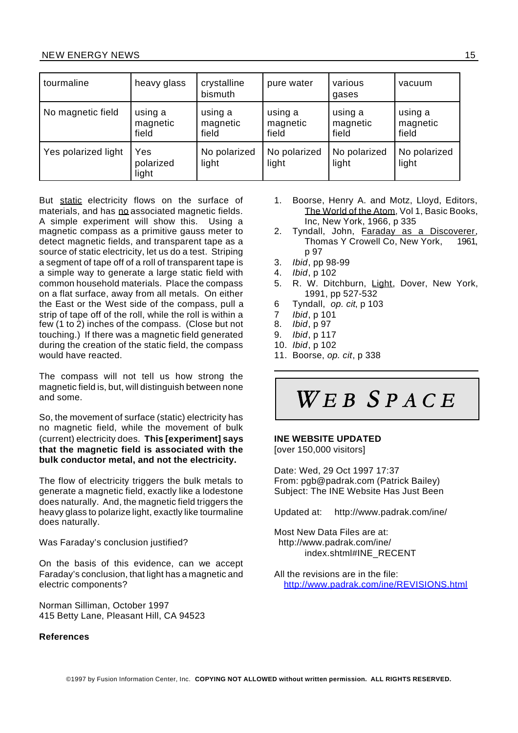| tourmaline | heavy glass | crystalline bismuth | pure water | various gases | vacuum |
|---|---|---|---|---|---|
| No magnetic field | using a magnetic field | using a magnetic field | using a magnetic field | using a magnetic field | using a magnetic field |
| Yes polarized light | Yes polarized light | No polarized light | No polarized light | No polarized light | No polarized light |

But static electricity flows on the surface of materials, and has no associated magnetic fields. A simple experiment will show this. Using a magnetic compass as a primitive gauss meter to detect magnetic fields, and transparent tape as a source of static electricity, let us do a test. Striping a segment of tape off of a roll of transparent tape is a simple way to generate a large static field with common household materials. Place the compass on a flat surface, away from all metals. On either the East or the West side of the compass, pull a strip of tape off of the roll, while the roll is within a few (1 to 2) inches of the compass. (Close but not touching.) If there was a magnetic field generated during the creation of the static field, the compass would have reacted.

The compass will not tell us how strong the magnetic field is, but, will distinguish between none and some.

So, the movement of surface (static) electricity has no magnetic field, while the movement of bulk (current) electricity does. **This [experiment] says that the magnetic field is associated with the bulk conductor metal, and not the electricity.**

The flow of electricity triggers the bulk metals to generate a magnetic field, exactly like a lodestone does naturally. And, the magnetic field triggers the heavy glass to polarize light, exactly like tourmaline does naturally.

Was Faraday's conclusion justified?

On the basis of this evidence, can we accept Faraday's conclusion, that light has a magnetic and electric components?

Norman Silliman, October 1997
415 Betty Lane, Pleasant Hill, CA 94523

**References**

1. Boorse, Henry A. and Motz, Lloyd, Editors, The World of the Atom, Vol 1, Basic Books, Inc, New York, 1966, p 335
2. Tyndall, John, Faraday as a Discoverer, Thomas Y Crowell Co, New York, 1961, p 97
3. *Ibid*, pp 98-99
4. *Ibid*, p 102
5. R. W. Ditchburn, Light, Dover, New York, 1991, pp 527-532
6. Tyndall, *op. cit*, p 103
7. *Ibid*, p 101
8. *Ibid*, p 97
9. *Ibid*, p 117
10. *Ibid*, p 102
11. Boorse, *op. cit*, p 338

# WEB SPACE

**INE WEBSITE UPDATED**
[over 150,000 visitors]

Date: Wed, 29 Oct 1997 17:37
From: pgb@padrak.com (Patrick Bailey)
Subject: The INE Website Has Just Been

Updated at: http://www.padrak.com/ine/

Most New Data Files are at:
http://www.padrak.com/ine/index.shtml#INE_RECENT

All the revisions are in the file:
http://www.padrak.com/ine/REVISIONS.html

©1997 by Fusion Information Center, Inc. **COPYING NOT ALLOWED without written permission. ALL RIGHTS RESERVED.**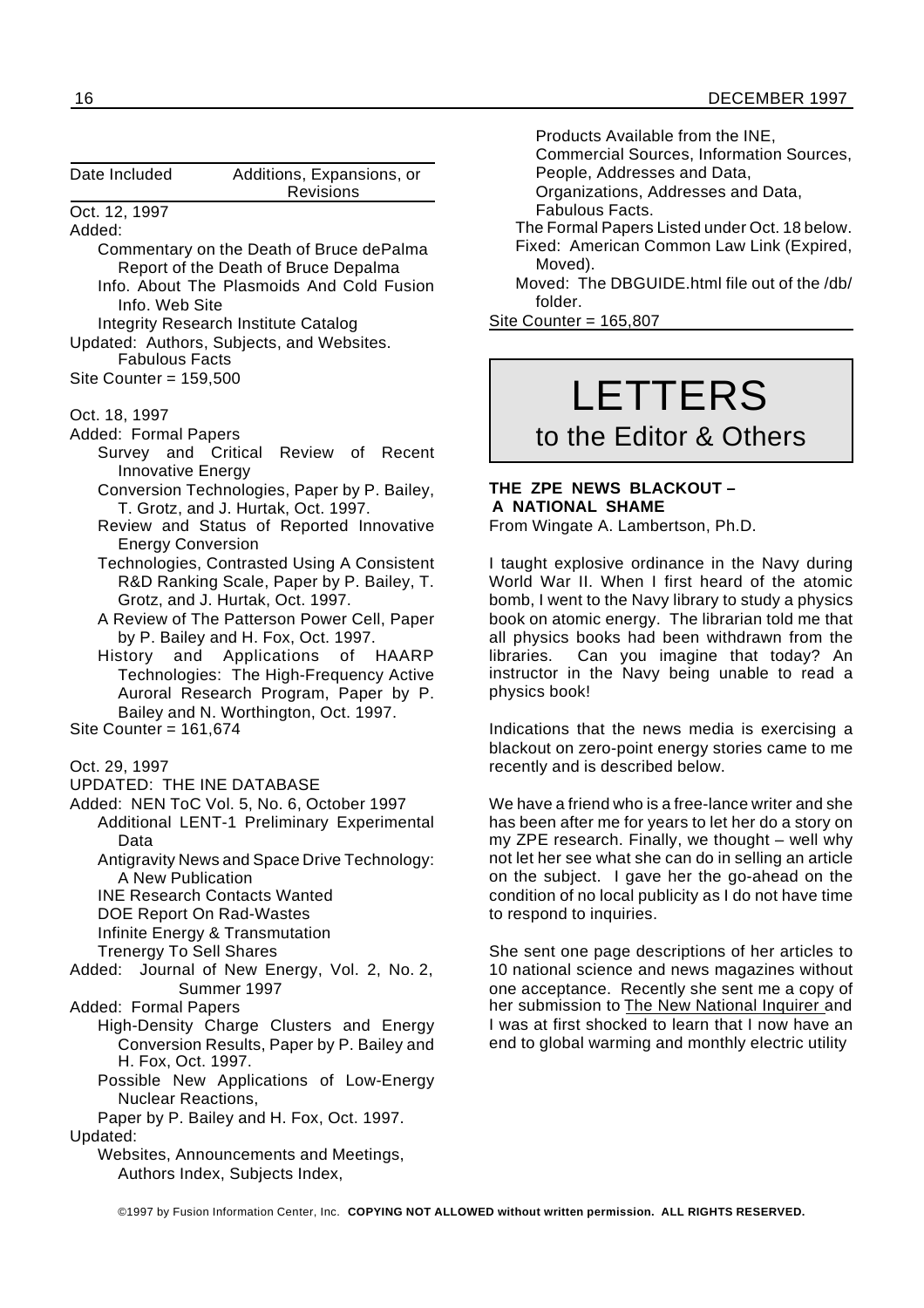| Date Included | Additions, Expansions, or Revisions |
| --- | --- |

Oct. 12, 1997

Added:

- Commentary on the Death of Bruce dePalma
- Report of the Death of Bruce Depalma
- Info. About The Plasmoids And Cold Fusion Info. Web Site
- Integrity Research Institute Catalog

Updated: Authors, Subjects, and Websites. Fabulous Facts

Site Counter = 159,500

Oct. 18, 1997

Added: Formal Papers

- Survey and Critical Review of Recent Innovative Energy
- Conversion Technologies, Paper by P. Bailey, T. Grotz, and J. Hurtak, Oct. 1997.
- Review and Status of Reported Innovative Energy Conversion
- Technologies, Contrasted Using A Consistent R&D Ranking Scale, Paper by P. Bailey, T. Grotz, and J. Hurtak, Oct. 1997.
- A Review of The Patterson Power Cell, Paper by P. Bailey and H. Fox, Oct. 1997.
- History and Applications of HAARP Technologies: The High-Frequency Active Auroral Research Program, Paper by P. Bailey and N. Worthington, Oct. 1997.

Site Counter = 161,674

Oct. 29, 1997

UPDATED: THE INE DATABASE

Added: NEN ToC Vol. 5, No. 6, October 1997

- Additional LENT-1 Preliminary Experimental Data
- Antigravity News and Space Drive Technology: A New Publication
- INE Research Contacts Wanted
- DOE Report On Rad-Wastes
- Infinite Energy & Transmutation
- Trenergy To Sell Shares

Added: Journal of New Energy, Vol. 2, No. 2, Summer 1997

Added: Formal Papers

- High-Density Charge Clusters and Energy Conversion Results, Paper by P. Bailey and H. Fox, Oct. 1997.
- Possible New Applications of Low-Energy Nuclear Reactions,
- Paper by P. Bailey and H. Fox, Oct. 1997.

Updated:

- Websites, Announcements and Meetings, Authors Index, Subjects Index, Products Available from the INE, Commercial Sources, Information Sources, People, Addresses and Data, Organizations, Addresses and Data, Fabulous Facts.
- The Formal Papers Listed under Oct. 18 below.
- Fixed: American Common Law Link (Expired, Moved).
- Moved: The DBGUIDE.html file out of the /db/ folder.

Site Counter = 165,807

# LETTERS
## to the Editor & Others

### THE ZPE NEWS BLACKOUT – A NATIONAL SHAME

From Wingate A. Lambertson, Ph.D.

I taught explosive ordinance in the Navy during World War II. When I first heard of the atomic bomb, I went to the Navy library to study a physics book on atomic energy. The librarian told me that all physics books had been withdrawn from the libraries. Can you imagine that today? An instructor in the Navy being unable to read a physics book!

Indications that the news media is exercising a blackout on zero-point energy stories came to me recently and is described below.

We have a friend who is a free-lance writer and she has been after me for years to let her do a story on my ZPE research. Finally, we thought – well why not let her see what she can do in selling an article on the subject. I gave her the go-ahead on the condition of no local publicity as I do not have time to respond to inquiries.

She sent one page descriptions of her articles to 10 national science and news magazines without one acceptance. Recently she sent me a copy of her submission to The New National Inquirer and I was at first shocked to learn that I now have an end to global warming and monthly electric utility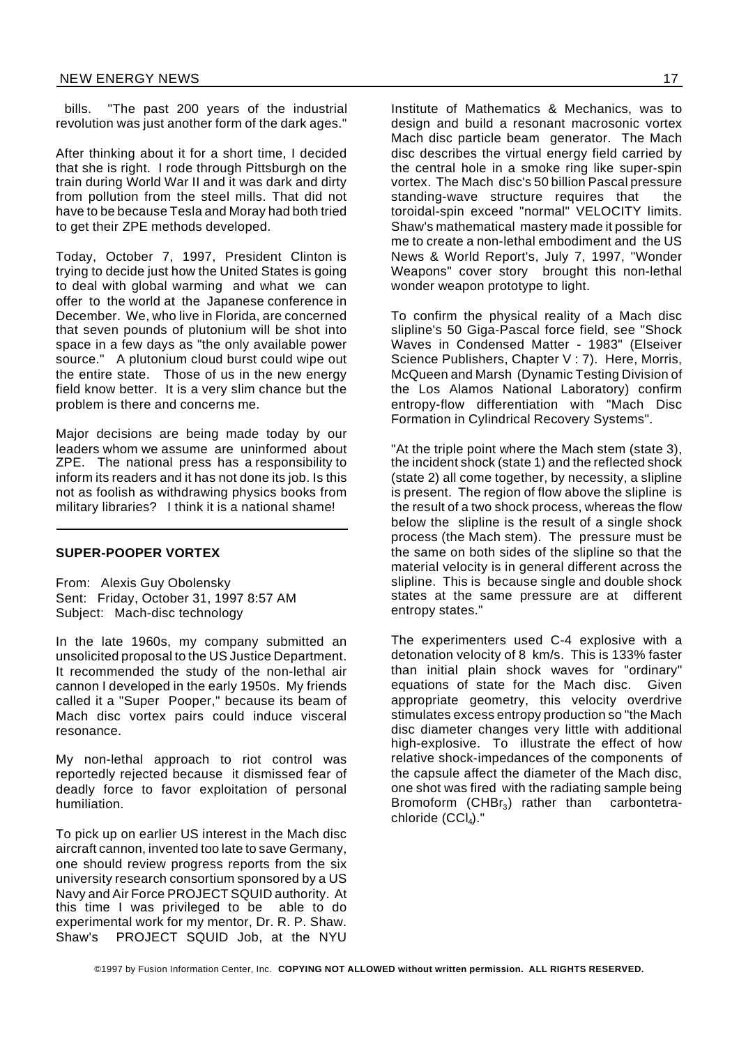bills. "The past 200 years of the industrial revolution was just another form of the dark ages."

After thinking about it for a short time, I decided that she is right. I rode through Pittsburgh on the train during World War II and it was dark and dirty from pollution from the steel mills. That did not have to be because Tesla and Moray had both tried to get their ZPE methods developed.

Today, October 7, 1997, President Clinton is trying to decide just how the United States is going to deal with global warming and what we can offer to the world at the Japanese conference in December. We, who live in Florida, are concerned that seven pounds of plutonium will be shot into space in a few days as "the only available power source." A plutonium cloud burst could wipe out the entire state. Those of us in the new energy field know better. It is a very slim chance but the problem is there and concerns me.

Major decisions are being made today by our leaders whom we assume are uninformed about ZPE. The national press has a responsibility to inform its readers and it has not done its job. Is this not as foolish as withdrawing physics books from military libraries? I think it is a national shame!

---

**SUPER-POOPER VORTEX**

From: Alexis Guy Obolensky
Sent: Friday, October 31, 1997 8:57 AM
Subject: Mach-disc technology

In the late 1960s, my company submitted an unsolicited proposal to the US Justice Department. It recommended the study of the non-lethal air cannon I developed in the early 1950s. My friends called it a "Super Pooper," because its beam of Mach disc vortex pairs could induce visceral resonance.

My non-lethal approach to riot control was reportedly rejected because it dismissed fear of deadly force to favor exploitation of personal humiliation.

To pick up on earlier US interest in the Mach disc aircraft cannon, invented too late to save Germany, one should review progress reports from the six university research consortium sponsored by a US Navy and Air Force PROJECT SQUID authority. At this time I was privileged to be able to do experimental work for my mentor, Dr. R. P. Shaw. Shaw's PROJECT SQUID Job, at the NYU Institute of Mathematics & Mechanics, was to design and build a resonant macrosonic vortex Mach disc particle beam generator. The Mach disc describes the virtual energy field carried by the central hole in a smoke ring like super-spin vortex. The Mach disc's 50 billion Pascal pressure standing-wave structure requires that the toroidal-spin exceed "normal" VELOCITY limits. Shaw's mathematical mastery made it possible for me to create a non-lethal embodiment and the US News & World Report's, July 7, 1997, "Wonder Weapons" cover story brought this non-lethal wonder weapon prototype to light.

To confirm the physical reality of a Mach disc slipline's 50 Giga-Pascal force field, see "Shock Waves in Condensed Matter - 1983" (Elseiver Science Publishers, Chapter V : 7). Here, Morris, McQueen and Marsh (Dynamic Testing Division of the Los Alamos National Laboratory) confirm entropy-flow differentiation with "Mach Disc Formation in Cylindrical Recovery Systems".

"At the triple point where the Mach stem (state 3), the incident shock (state 1) and the reflected shock (state 2) all come together, by necessity, a slipline is present. The region of flow above the slipline is the result of a two shock process, whereas the flow below the slipline is the result of a single shock process (the Mach stem). The pressure must be the same on both sides of the slipline so that the material velocity is in general different across the slipline. This is because single and double shock states at the same pressure are at different entropy states."

The experimenters used C-4 explosive with a detonation velocity of 8 km/s. This is 133% faster than initial plain shock waves for "ordinary" equations of state for the Mach disc. Given appropriate geometry, this velocity overdrive stimulates excess entropy production so "the Mach disc diameter changes very little with additional high-explosive. To illustrate the effect of how relative shock-impedances of the components of the capsule affect the diameter of the Mach disc, one shot was fired with the radiating sample being Bromoform ($CHBr_3$) rather than carbontetrachloride ($CCl_4$)."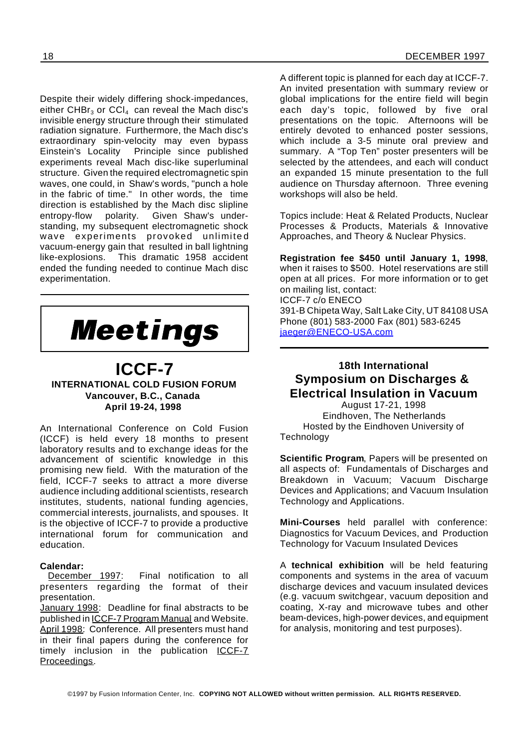Despite their widely differing shock-impedances, either $CHBr_3$ or $CCl_4$ can reveal the Mach disc's invisible energy structure through their stimulated radiation signature. Furthermore, the Mach disc's extraordinary spin-velocity may even bypass Einstein's Locality Principle since published experiments reveal Mach disc-like superluminal structure. Given the required electromagnetic spin waves, one could, in Shaw's words, "punch a hole in the fabric of time." In other words, the time direction is established by the Mach disc slipline entropy-flow polarity. Given Shaw's understanding, my subsequent electromagnetic shock wave experiments provoked unlimited vacuum-energy gain that resulted in ball lightning like-explosions. This dramatic 1958 accident ended the funding needed to continue Mach disc experimentation.

# *Meetings*

## ICCF-7

**INTERNATIONAL COLD FUSION FORUM**
**Vancouver, B.C., Canada**
**April 19-24, 1998**

An International Conference on Cold Fusion (ICCF) is held every 18 months to present laboratory results and to exchange ideas for the advancement of scientific knowledge in this promising new field. With the maturation of the field, ICCF-7 seeks to attract a more diverse audience including additional scientists, research institutes, students, national funding agencies, commercial interests, journalists, and spouses. It is the objective of ICCF-7 to provide a productive international forum for communication and education.

**Calendar:**
December 1997: Final notification to all presenters regarding the format of their presentation.
January 1998: Deadline for final abstracts to be published in ICCF-7 Program Manual and Website.
April 1998: Conference. All presenters must hand in their final papers during the conference for timely inclusion in the publication ICCF-7 Proceedings.

A different topic is planned for each day at ICCF-7. An invited presentation with summary review or global implications for the entire field will begin each day's topic, followed by five oral presentations on the topic. Afternoons will be entirely devoted to enhanced poster sessions, which include a 3-5 minute oral preview and summary. A "Top Ten" poster presenters will be selected by the attendees, and each will conduct an expanded 15 minute presentation to the full audience on Thursday afternoon. Three evening workshops will also be held.

Topics include: Heat & Related Products, Nuclear Processes & Products, Materials & Innovative Approaches, and Theory & Nuclear Physics.

**Registration fee $450 until January 1, 1998**, when it raises to $500. Hotel reservations are still open at all prices. For more information or to get on mailing list, contact:
ICCF-7 c/o ENECO
391-B Chipeta Way, Salt Lake City, UT 84108 USA
Phone (801) 583-2000 Fax (801) 583-6245
jaeger@ENECO-USA.com

## 18th International Symposium on Discharges & Electrical Insulation in Vacuum

August 17-21, 1998
Eindhoven, The Netherlands
Hosted by the Eindhoven University of Technology

**Scientific Program**, Papers will be presented on all aspects of: Fundamentals of Discharges and Breakdown in Vacuum; Vacuum Discharge Devices and Applications; and Vacuum Insulation Technology and Applications.

**Mini-Courses** held parallel with conference: Diagnostics for Vacuum Devices, and Production Technology for Vacuum Insulated Devices

A **technical exhibition** will be held featuring components and systems in the area of vacuum discharge devices and vacuum insulated devices (e.g. vacuum switchgear, vacuum deposition and coating, X-ray and microwave tubes and other beam-devices, high-power devices, and equipment for analysis, monitoring and test purposes).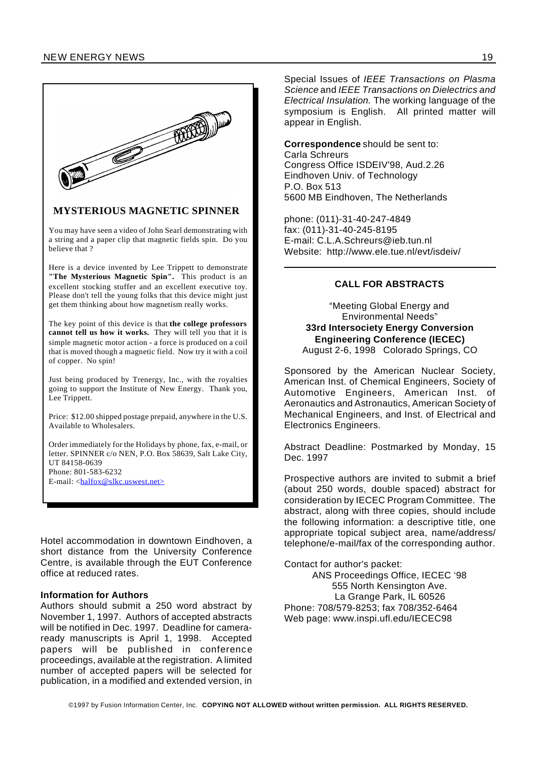## MYSTERIOUS MAGNETIC SPINNER

You may have seen a video of John Searl demonstrating with a string and a paper clip that magnetic fields spin. Do you believe that ?

Here is a device invented by Lee Trippett to demonstrate **"The Mysterious Magnetic Spin".** This product is an excellent stocking stuffer and an excellent executive toy. Please don't tell the young folks that this device might just get them thinking about how magnetism really works.

The key point of this device is that **the college professors cannot tell us how it works.** They will tell you that it is simple magnetic motor action - a force is produced on a coil that is moved though a magnetic field. Now try it with a coil of copper. No spin!

Just being produced by Trenergy, Inc., with the royalties going to support the Institute of New Energy. Thank you, Lee Trippett.

Price: $12.00 shipped postage prepaid, anywhere in the U.S. Available to Wholesalers.

Order immediately for the Holidays by phone, fax, e-mail, or letter. SPINNER c/o NEN, P.O. Box 58639, Salt Lake City, UT 84158-0639
Phone: 801-583-6232
E-mail: <halfox@slkc.uswest.net>

Hotel accommodation in downtown Eindhoven, a short distance from the University Conference Centre, is available through the EUT Conference office at reduced rates.

**Information for Authors**
Authors should submit a 250 word abstract by November 1, 1997. Authors of accepted abstracts will be notified in Dec. 1997. Deadline for camera-ready manuscripts is April 1, 1998. Accepted papers will be published in conference proceedings, available at the registration. A limited number of accepted papers will be selected for publication, in a modified and extended version, in Special Issues of *IEEE Transactions on Plasma Science* and *IEEE Transactions on Dielectrics and Electrical Insulation.* The working language of the symposium is English. All printed matter will appear in English.

**Correspondence** should be sent to:
Carla Schreurs
Congress Office ISDEIV'98, Aud.2.26
Eindhoven Univ. of Technology
P.O. Box 513
5600 MB Eindhoven, The Netherlands

phone: (011)-31-40-247-4849
fax: (011)-31-40-245-8195
E-mail: C.L.A.Schreurs@ieb.tun.nl
Website: http://www.ele.tue.nl/evt/isdeiv/

---

### CALL FOR ABSTRACTS

"Meeting Global Energy and Environmental Needs"
**33rd Intersociety Energy Conversion Engineering Conference (IECEC)**
August 2-6, 1998 Colorado Springs, CO

Sponsored by the American Nuclear Society, American Inst. of Chemical Engineers, Society of Automotive Engineers, American Inst. of Aeronautics and Astronautics, American Society of Mechanical Engineers, and Inst. of Electrical and Electronics Engineers.

Abstract Deadline: Postmarked by Monday, 15 Dec. 1997

Prospective authors are invited to submit a brief (about 250 words, double spaced) abstract for consideration by IECEC Program Committee. The abstract, along with three copies, should include the following information: a descriptive title, one appropriate topical subject area, name/address/ telephone/e-mail/fax of the corresponding author.

Contact for author's packet:
ANS Proceedings Office, IECEC '98
555 North Kensington Ave.
La Grange Park, IL 60526
Phone: 708/579-8253; fax 708/352-6464
Web page: www.inspi.ufl.edu/IECEC98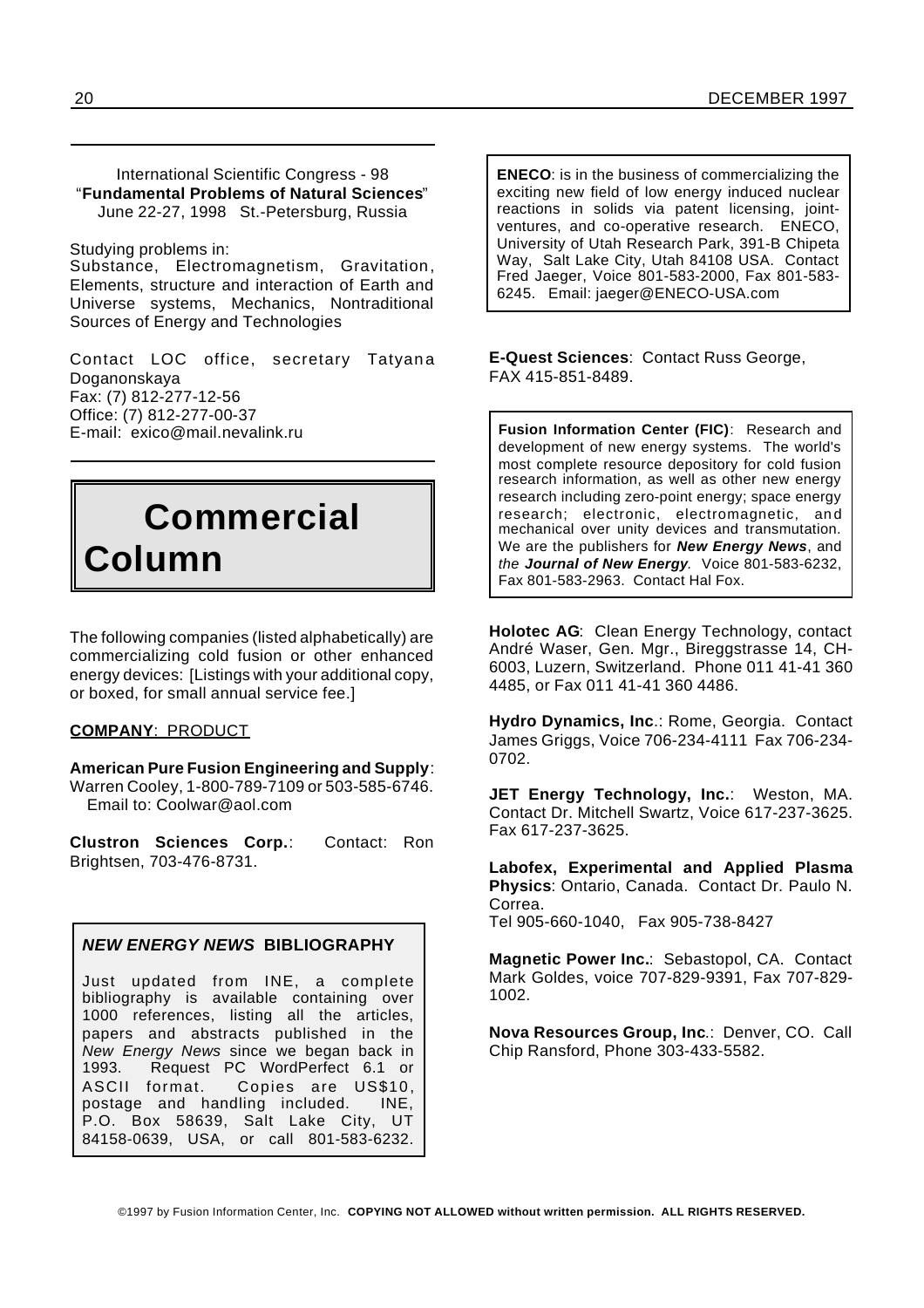International Scientific Congress - 98
"**Fundamental Problems of Natural Sciences**"
June 22-27, 1998 St.-Petersburg, Russia

Studying problems in:
Substance, Electromagnetism, Gravitation, Elements, structure and interaction of Earth and Universe systems, Mechanics, Nontraditional Sources of Energy and Technologies

Contact LOC office, secretary Tatyana Doganonskaya
Fax: (7) 812-277-12-56
Office: (7) 812-277-00-37
E-mail: exico@mail.nevalink.ru

# Commercial Column

The following companies (listed alphabetically) are commercializing cold fusion or other enhanced energy devices: [Listings with your additional copy, or boxed, for small annual service fee.]

**COMPANY**: PRODUCT

**American Pure Fusion Engineering and Supply**: Warren Cooley, 1-800-789-7109 or 503-585-6746. Email to: Coolwar@aol.com

**Clustron Sciences Corp.**: Contact: Ron Brightsen, 703-476-8731.

### *NEW ENERGY NEWS* BIBLIOGRAPHY

Just updated from INE, a complete bibliography is available containing over 1000 references, listing all the articles, papers and abstracts published in the *New Energy News* since we began back in 1993. Request PC WordPerfect 6.1 or ASCII format. Copies are US$10, postage and handling included. INE, P.O. Box 58639, Salt Lake City, UT 84158-0639, USA, or call 801-583-6232.

**ENECO**: is in the business of commercializing the exciting new field of low energy induced nuclear reactions in solids via patent licensing, joint-ventures, and co-operative research. ENECO, University of Utah Research Park, 391-B Chipeta Way, Salt Lake City, Utah 84108 USA. Contact Fred Jaeger, Voice 801-583-2000, Fax 801-583-6245. Email: jaeger@ENECO-USA.com

**E-Quest Sciences**: Contact Russ George, FAX 415-851-8489.

**Fusion Information Center (FIC)**: Research and development of new energy systems. The world's most complete resource depository for cold fusion research information, as well as other new energy research including zero-point energy; space energy research; electronic, electromagnetic, and mechanical over unity devices and transmutation. We are the publishers for ***New Energy News***, and *the* ***Journal of New Energy***. Voice 801-583-6232, Fax 801-583-2963. Contact Hal Fox.

**Holotec AG**: Clean Energy Technology, contact André Waser, Gen. Mgr., Bireggstrasse 14, CH-6003, Luzern, Switzerland. Phone 011 41-41 360 4485, or Fax 011 41-41 360 4486.

**Hydro Dynamics, Inc**.: Rome, Georgia. Contact James Griggs, Voice 706-234-4111 Fax 706-234-0702.

**JET Energy Technology, Inc.**: Weston, MA. Contact Dr. Mitchell Swartz, Voice 617-237-3625. Fax 617-237-3625.

**Labofex, Experimental and Applied Plasma Physics**: Ontario, Canada. Contact Dr. Paulo N. Correa.
Tel 905-660-1040, Fax 905-738-8427

**Magnetic Power Inc.**: Sebastopol, CA. Contact Mark Goldes, voice 707-829-9391, Fax 707-829-1002.

**Nova Resources Group, Inc**.: Denver, CO. Call Chip Ransford, Phone 303-433-5582.

©1997 by Fusion Information Center, Inc. **COPYING NOT ALLOWED without written permission. ALL RIGHTS RESERVED.**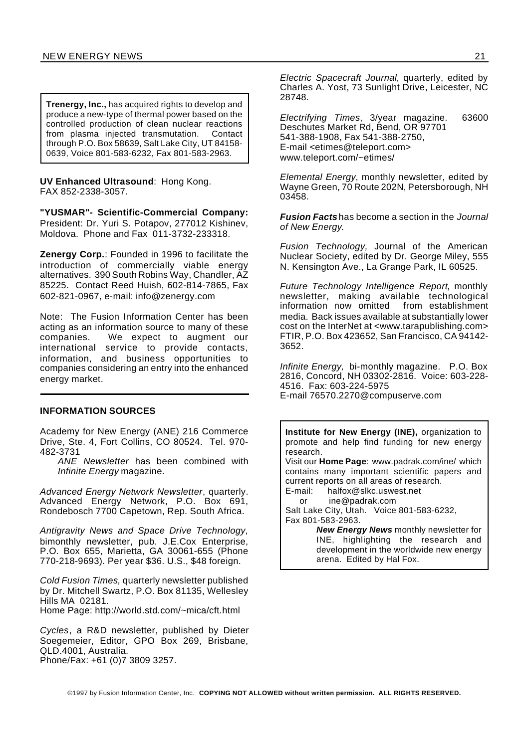**Trenergy, Inc.,** has acquired rights to develop and produce a new-type of thermal power based on the controlled production of clean nuclear reactions from plasma injected transmutation. Contact through P.O. Box 58639, Salt Lake City, UT 84158-0639, Voice 801-583-6232, Fax 801-583-2963.

**UV Enhanced Ultrasound**: Hong Kong. FAX 852-2338-3057.

**"YUSMAR"- Scientific-Commercial Company:** President: Dr. Yuri S. Potapov, 277012 Kishinev, Moldova. Phone and Fax 011-3732-233318.

**Zenergy Corp.**: Founded in 1996 to facilitate the introduction of commercially viable energy alternatives. 390 South Robins Way, Chandler, AZ 85225. Contact Reed Huish, 602-814-7865, Fax 602-821-0967, e-mail: info@zenergy.com

Note: The Fusion Information Center has been acting as an information source to many of these companies. We expect to augment our international service to provide contacts, information, and business opportunities to companies considering an entry into the enhanced energy market.

## INFORMATION SOURCES

Academy for New Energy (ANE) 216 Commerce Drive, Ste. 4, Fort Collins, CO 80524. Tel. 970-482-3731

*ANE Newsletter* has been combined with *Infinite Energy* magazine.

*Advanced Energy Network Newsletter*, quarterly. Advanced Energy Network, P.O. Box 691, Rondebosch 7700 Capetown, Rep. South Africa.

*Antigravity News and Space Drive Technology*, bimonthly newsletter, pub. J.E.Cox Enterprise, P.O. Box 655, Marietta, GA 30061-655 (Phone 770-218-9693). Per year $36. U.S., $48 foreign.

*Cold Fusion Times,* quarterly newsletter published by Dr. Mitchell Swartz, P.O. Box 81135, Wellesley Hills MA 02181.
Home Page: http://world.std.com/~mica/cft.html

*Cycles*, a R&D newsletter, published by Dieter Soegemeier, Editor, GPO Box 269, Brisbane, QLD.4001, Australia.
Phone/Fax: +61 (0)7 3809 3257.

*Electric Spacecraft Journal*, quarterly, edited by Charles A. Yost, 73 Sunlight Drive, Leicester, NC 28748.

*Electrifying Times*, 3/year magazine. 63600 Deschutes Market Rd, Bend, OR 97701
541-388-1908, Fax 541-388-2750,
E-mail <etimes@teleport.com>
www.teleport.com/~etimes/

*Elemental Energy*, monthly newsletter, edited by Wayne Green, 70 Route 202N, Petersborough, NH 03458.

***Fusion Facts*** has become a section in the *Journal of New Energy.*

*Fusion Technology,* Journal of the American Nuclear Society, edited by Dr. George Miley, 555 N. Kensington Ave., La Grange Park, IL 60525.

*Future Technology Intelligence Report*, monthly newsletter, making available technological information now omitted from establishment media. Back issues available at substantially lower cost on the InterNet at <www.tarapublishing.com> FTIR, P.O. Box 423652, San Francisco, CA 94142-3652.

*Infinite Energy,* bi-monthly magazine. P.O. Box 2816, Concord, NH 03302-2816. Voice: 603-228-4516. Fax: 603-224-5975
E-mail 76570.2270@compuserve.com

**Institute for New Energy (INE),** organization to promote and help find funding for new energy research.
Visit our **Home Page**: www.padrak.com/ine/ which contains many important scientific papers and current reports on all areas of research.
E-mail: halfox@slkc.uswest.net
or ine@padrak.com
Salt Lake City, Utah. Voice 801-583-6232,
Fax 801-583-2963.

***New Energy News*** monthly newsletter for INE, highlighting the research and development in the worldwide new energy arena. Edited by Hal Fox.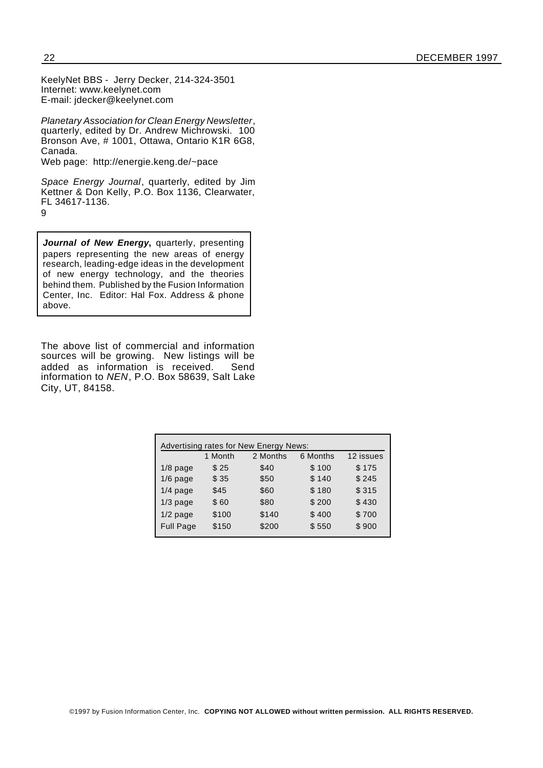KeelyNet BBS - Jerry Decker, 214-324-3501
Internet: www.keelynet.com
E-mail: jdecker@keelynet.com

*Planetary Association for Clean Energy Newsletter*, quarterly, edited by Dr. Andrew Michrowski. 100 Bronson Ave, # 1001, Ottawa, Ontario K1R 6G8, Canada.
Web page: http://energie.keng.de/~pace

*Space Energy Journal*, quarterly, edited by Jim Kettner & Don Kelly, P.O. Box 1136, Clearwater, FL 34617-1136.
9

***Journal of New Energy***, quarterly, presenting papers representing the new areas of energy research, leading-edge ideas in the development of new energy technology, and the theories behind them. Published by the Fusion Information Center, Inc. Editor: Hal Fox. Address & phone above.

The above list of commercial and information sources will be growing. New listings will be added as information is received. Send information to *NEN*, P.O. Box 58639, Salt Lake City, UT, 84158.

Advertising rates for New Energy News:

| | 1 Month | 2 Months | 6 Months | 12 issues |
|---|---|---|---|---|
| 1/8 page | $ 25 | $40 | $ 100 | $ 175 |
| 1/6 page | $ 35 | $50 | $ 140 | $ 245 |
| 1/4 page | $45 | $60 | $ 180 | $ 315 |
| 1/3 page | $ 60 | $80 | $ 200 | $ 430 |
| 1/2 page | $100 | $140 | $ 400 | $ 700 |
| Full Page | $150 | $200 | $ 550 | $ 900 |

©1997 by Fusion Information Center, Inc. **COPYING NOT ALLOWED without written permission. ALL RIGHTS RESERVED.**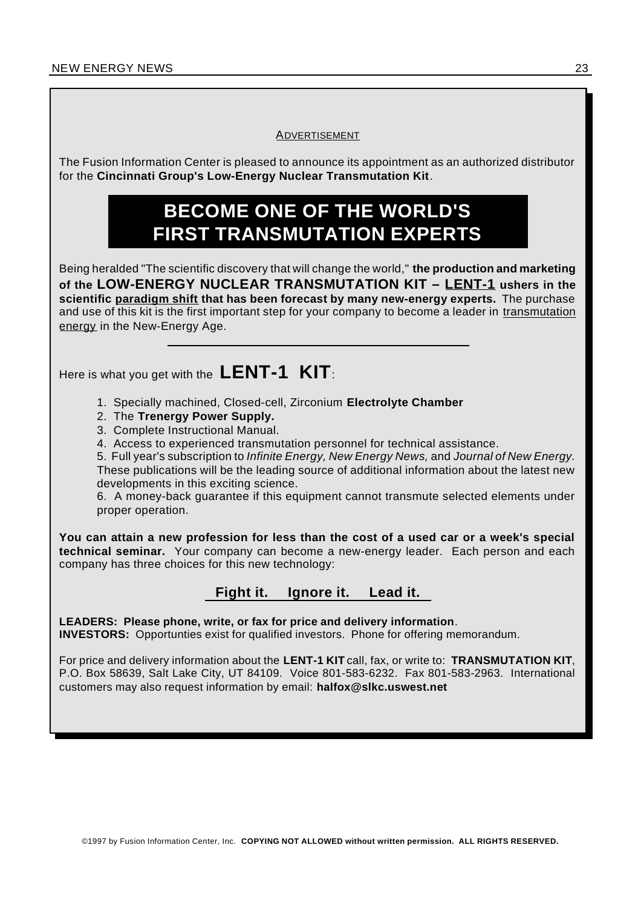ADVERTISEMENT

The Fusion Information Center is pleased to announce its appointment as an authorized distributor for the **Cincinnati Group's Low-Energy Nuclear Transmutation Kit**.

# BECOME ONE OF THE WORLD'S FIRST TRANSMUTATION EXPERTS

Being heralded "The scientific discovery that will change the world," **the production and marketing of the LOW-ENERGY NUCLEAR TRANSMUTATION KIT – LENT-1 ushers in the scientific paradigm shift that has been forecast by many new-energy experts.** The purchase and use of this kit is the first important step for your company to become a leader in transmutation energy in the New-Energy Age.

---

Here is what you get with the **LENT-1 KIT**:

1. Specially machined, Closed-cell, Zirconium **Electrolyte Chamber**
2. The **Trenergy Power Supply.**
3. Complete Instructional Manual.
4. Access to experienced transmutation personnel for technical assistance.
5. Full year's subscription to *Infinite Energy, New Energy News,* and *Journal of New Energy.* These publications will be the leading source of additional information about the latest new developments in this exciting science.
6. A money-back guarantee if this equipment cannot transmute selected elements under proper operation.

**You can attain a new profession for less than the cost of a used car or a week's special technical seminar.** Your company can become a new-energy leader. Each person and each company has three choices for this new technology:

**Fight it. Ignore it. Lead it.**

**LEADERS: Please phone, write, or fax for price and delivery information**.
**INVESTORS:** Opportunties exist for qualified investors. Phone for offering memorandum.

For price and delivery information about the **LENT-1 KIT** call, fax, or write to: **TRANSMUTATION KIT**, P.O. Box 58639, Salt Lake City, UT 84109. Voice 801-583-6232. Fax 801-583-2963. International customers may also request information by email: **halfox@slkc.uswest.net**

©1997 by Fusion Information Center, Inc. **COPYING NOT ALLOWED without written permission. ALL RIGHTS RESERVED.**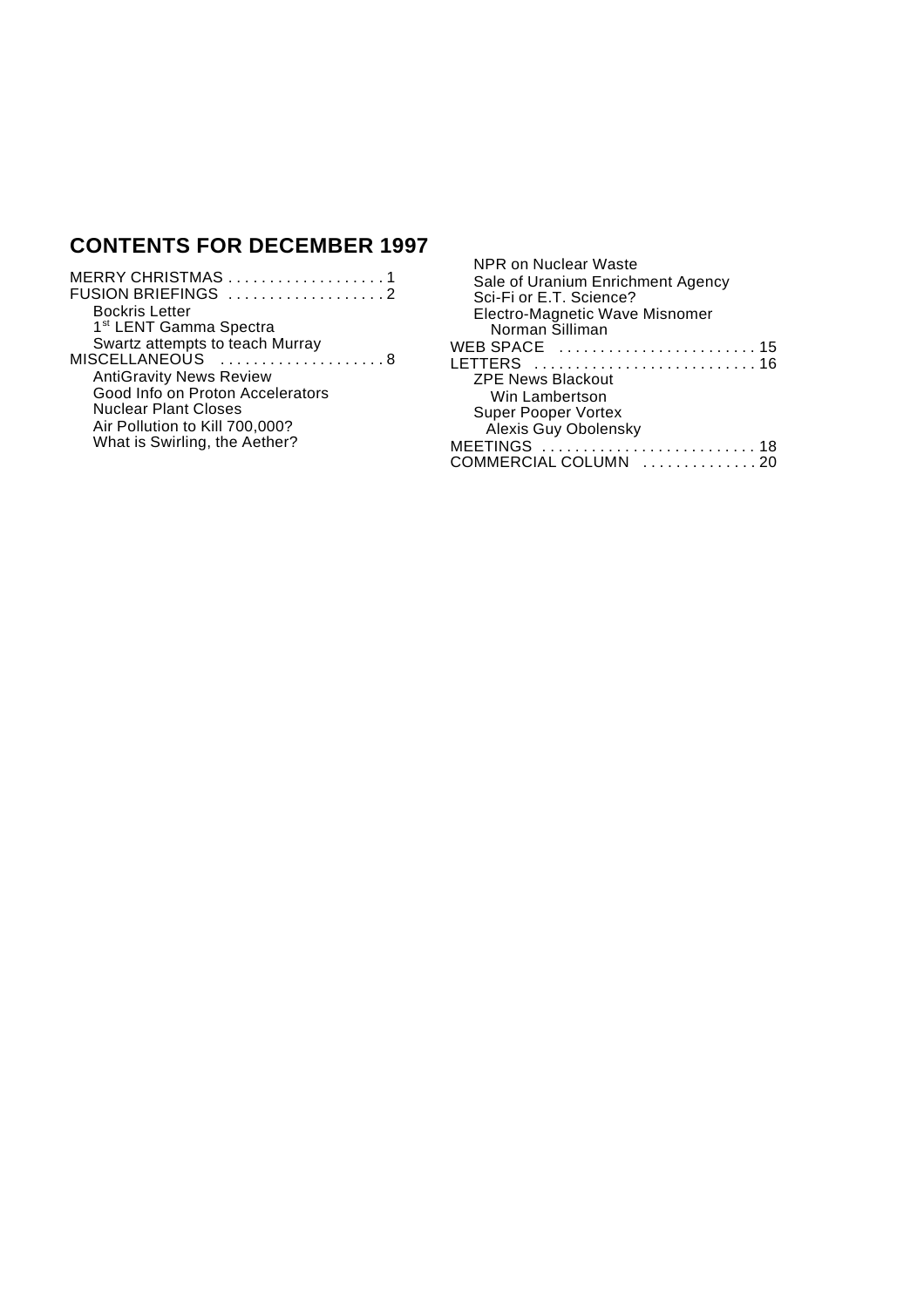## CONTENTS FOR DECEMBER 1997

MERRY CHRISTMAS . . . . . . . . . . . . . . . . . . . 1
FUSION BRIEFINGS . . . . . . . . . . . . . . . . . . . 2
- Bockris Letter
- 1st LENT Gamma Spectra
- Swartz attempts to teach Murray

MISCELLANEOUS . . . . . . . . . . . . . . . . . . . . 8
- AntiGravity News Review
- Good Info on Proton Accelerators
- Nuclear Plant Closes
- Air Pollution to Kill 700,000?
- What is Swirling, the Aether?
- NPR on Nuclear Waste
- Sale of Uranium Enrichment Agency
- Sci-Fi or E.T. Science?
- Electro-Magnetic Wave Misnomer
  - Norman Silliman

WEB SPACE . . . . . . . . . . . . . . . . . . . . . . . . 15
LETTERS . . . . . . . . . . . . . . . . . . . . . . . . . . . 16
- ZPE News Blackout
  - Win Lambertson
- Super Pooper Vortex
  - Alexis Guy Obolensky

MEETINGS . . . . . . . . . . . . . . . . . . . . . . . . . . 18
COMMERCIAL COLUMN . . . . . . . . . . . . . . 20